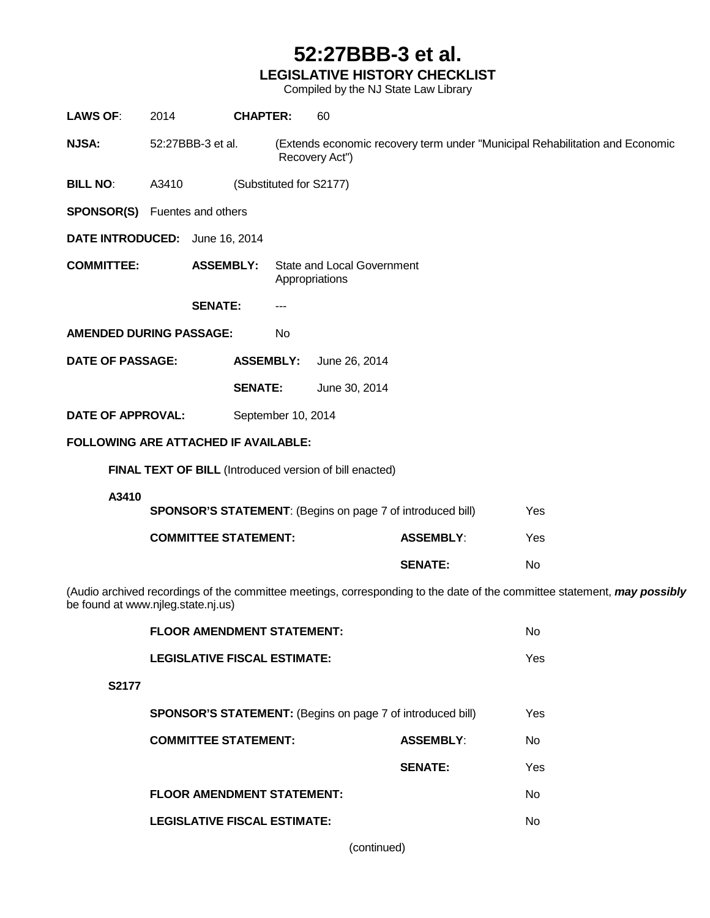# 52:27BBB-3 et al.

## LEGISLATIVE HISTORY CHECKLIST

Compiled by the NJ State Law Library

**LAWS OF**: 2014 **CHAPTER:** 60

**NJSA:** 52:27BBB-3 et al. (Extends economic recovery term under "Municipal Rehabilitation and Economic Recovery Act")

**BILL NO**: A3410 (Substituted for S2177)

**SPONSOR(S)** Fuentes and others

**DATE INTRODUCED:** June 16, 2014

**COMMITTEE:** **ASSEMBLY:** State and Local Government Appropriations

**SENATE:** ---

**AMENDED DURING PASSAGE:** No

**DATE OF PASSAGE:** **ASSEMBLY:** June 26, 2014

**SENATE:** June 30, 2014

**DATE OF APPROVAL:** September 10, 2014

**FOLLOWING ARE ATTACHED IF AVAILABLE:**

**FINAL TEXT OF BILL** (Introduced version of bill enacted)

**A3410**

| | | |
|---|---|---|
| **SPONSOR'S STATEMENT**: (Begins on page 7 of introduced bill) | | Yes |
| **COMMITTEE STATEMENT:** | **ASSEMBLY**: | Yes |
| | **SENATE:** | No |

(Audio archived recordings of the committee meetings, corresponding to the date of the committee statement, ***may possibly*** be found at www.njleg.state.nj.us)

| | |
|---|---|
| **FLOOR AMENDMENT STATEMENT:** | No |
| **LEGISLATIVE FISCAL ESTIMATE:** | Yes |

**S2177**

| | | |
|---|---|---|
| **SPONSOR'S STATEMENT:** (Begins on page 7 of introduced bill) | | Yes |
| **COMMITTEE STATEMENT:** | **ASSEMBLY**: | No |
| | **SENATE:** | Yes |
| **FLOOR AMENDMENT STATEMENT:** | | No |
| **LEGISLATIVE FISCAL ESTIMATE:** | | No |

(continued)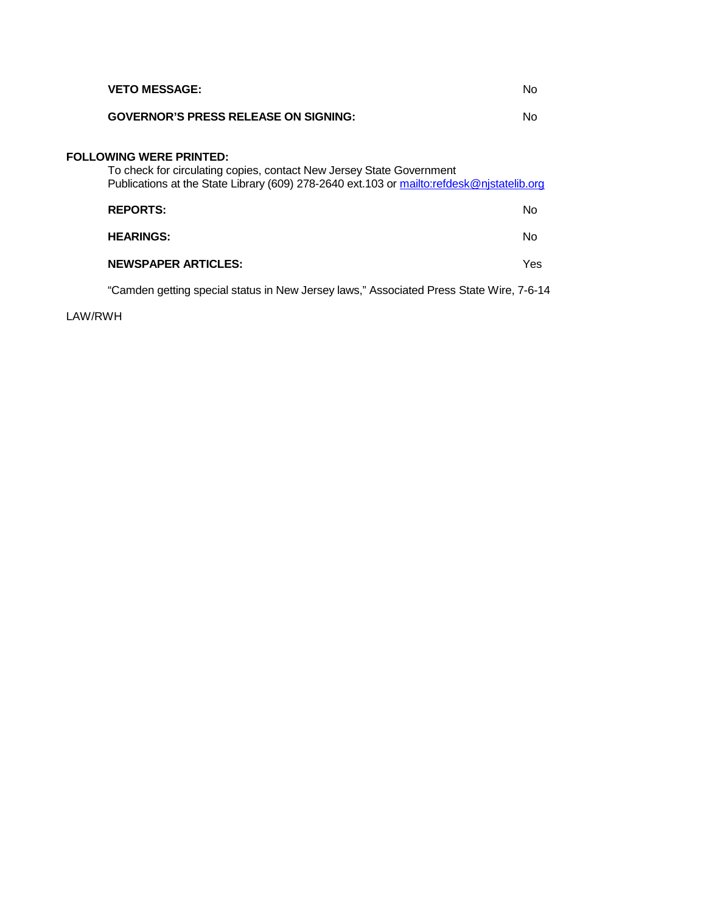**VETO MESSAGE:** No

**GOVERNOR'S PRESS RELEASE ON SIGNING:** No

**FOLLOWING WERE PRINTED:**

To check for circulating copies, contact New Jersey State Government Publications at the State Library (609) 278-2640 ext.103 or mailto:refdesk@njstatelib.org

**REPORTS:** No

**HEARINGS:** No

**NEWSPAPER ARTICLES:** Yes

"Camden getting special status in New Jersey laws," Associated Press State Wire, 7-6-14

LAW/RWH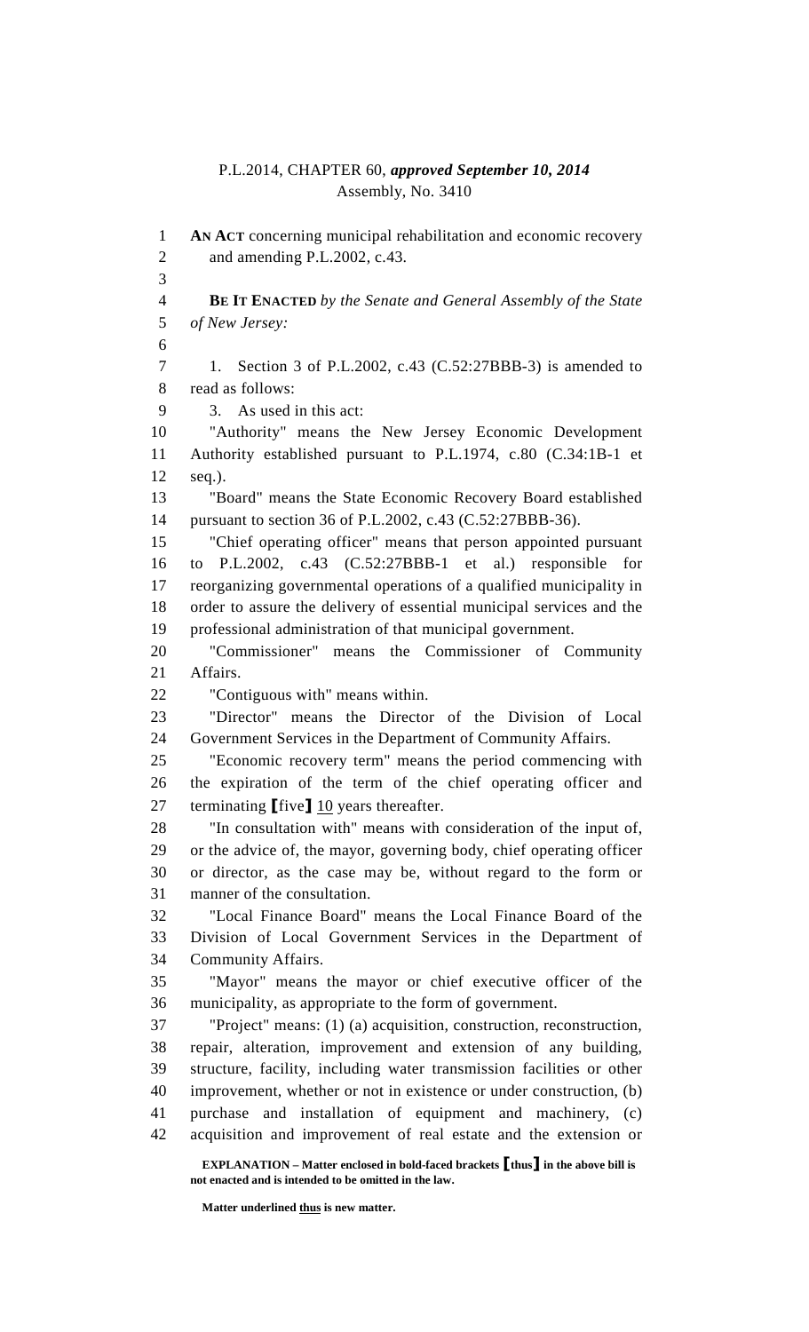P.L.2014, CHAPTER 60, ***approved September 10, 2014***
Assembly, No. 3410

**AN ACT** concerning municipal rehabilitation and economic recovery and amending P.L.2002, c.43.

**BE IT ENACTED** *by the Senate and General Assembly of the State of New Jersey:*

1. Section 3 of P.L.2002, c.43 (C.52:27BBB-3) is amended to read as follows:

3. As used in this act:

"Authority" means the New Jersey Economic Development Authority established pursuant to P.L.1974, c.80 (C.34:1B-1 et seq.).

"Board" means the State Economic Recovery Board established pursuant to section 36 of P.L.2002, c.43 (C.52:27BBB-36).

"Chief operating officer" means that person appointed pursuant to P.L.2002, c.43 (C.52:27BBB-1 et al.) responsible for reorganizing governmental operations of a qualified municipality in order to assure the delivery of essential municipal services and the professional administration of that municipal government.

"Commissioner" means the Commissioner of Community Affairs.

"Contiguous with" means within.

"Director" means the Director of the Division of Local Government Services in the Department of Community Affairs.

"Economic recovery term" means the period commencing with the expiration of the term of the chief operating officer and terminating **[**five**]** <u>10</u> years thereafter.

"In consultation with" means with consideration of the input of, or the advice of, the mayor, governing body, chief operating officer or director, as the case may be, without regard to the form or manner of the consultation.

"Local Finance Board" means the Local Finance Board of the Division of Local Government Services in the Department of Community Affairs.

"Mayor" means the mayor or chief executive officer of the municipality, as appropriate to the form of government.

"Project" means: (1) (a) acquisition, construction, reconstruction, repair, alteration, improvement and extension of any building, structure, facility, including water transmission facilities or other improvement, whether or not in existence or under construction, (b) purchase and installation of equipment and machinery, (c) acquisition and improvement of real estate and the extension or

**EXPLANATION – Matter enclosed in bold-faced brackets [thus] in the above bill is not enacted and is intended to be omitted in the law.**

**Matter underlined <u>thus</u> is new matter.**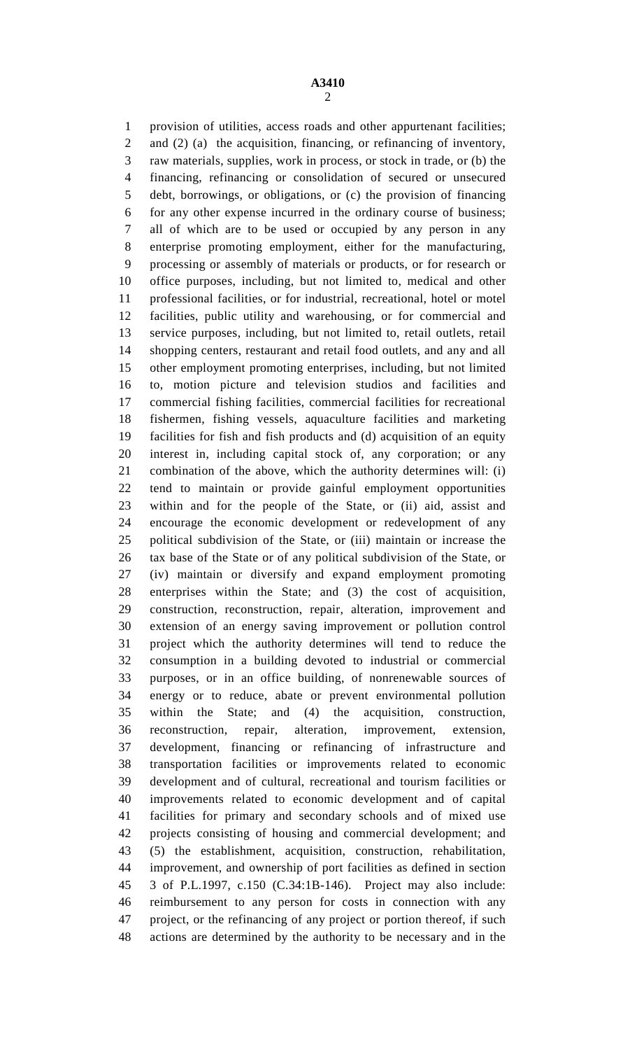provision of utilities, access roads and other appurtenant facilities; and (2) (a) the acquisition, financing, or refinancing of inventory, raw materials, supplies, work in process, or stock in trade, or (b) the financing, refinancing or consolidation of secured or unsecured debt, borrowings, or obligations, or (c) the provision of financing for any other expense incurred in the ordinary course of business; all of which are to be used or occupied by any person in any enterprise promoting employment, either for the manufacturing, processing or assembly of materials or products, or for research or office purposes, including, but not limited to, medical and other professional facilities, or for industrial, recreational, hotel or motel facilities, public utility and warehousing, or for commercial and service purposes, including, but not limited to, retail outlets, retail shopping centers, restaurant and retail food outlets, and any and all other employment promoting enterprises, including, but not limited to, motion picture and television studios and facilities and commercial fishing facilities, commercial facilities for recreational fishermen, fishing vessels, aquaculture facilities and marketing facilities for fish and fish products and (d) acquisition of an equity interest in, including capital stock of, any corporation; or any combination of the above, which the authority determines will: (i) tend to maintain or provide gainful employment opportunities within and for the people of the State, or (ii) aid, assist and encourage the economic development or redevelopment of any political subdivision of the State, or (iii) maintain or increase the tax base of the State or of any political subdivision of the State, or (iv) maintain or diversify and expand employment promoting enterprises within the State; and (3) the cost of acquisition, construction, reconstruction, repair, alteration, improvement and extension of an energy saving improvement or pollution control project which the authority determines will tend to reduce the consumption in a building devoted to industrial or commercial purposes, or in an office building, of nonrenewable sources of energy or to reduce, abate or prevent environmental pollution within the State; and (4) the acquisition, construction, reconstruction, repair, alteration, improvement, extension, development, financing or refinancing of infrastructure and transportation facilities or improvements related to economic development and of cultural, recreational and tourism facilities or improvements related to economic development and of capital facilities for primary and secondary schools and of mixed use projects consisting of housing and commercial development; and (5) the establishment, acquisition, construction, rehabilitation, improvement, and ownership of port facilities as defined in section 3 of P.L.1997, c.150 (C.34:1B-146). Project may also include: reimbursement to any person for costs in connection with any project, or the refinancing of any project or portion thereof, if such actions are determined by the authority to be necessary and in the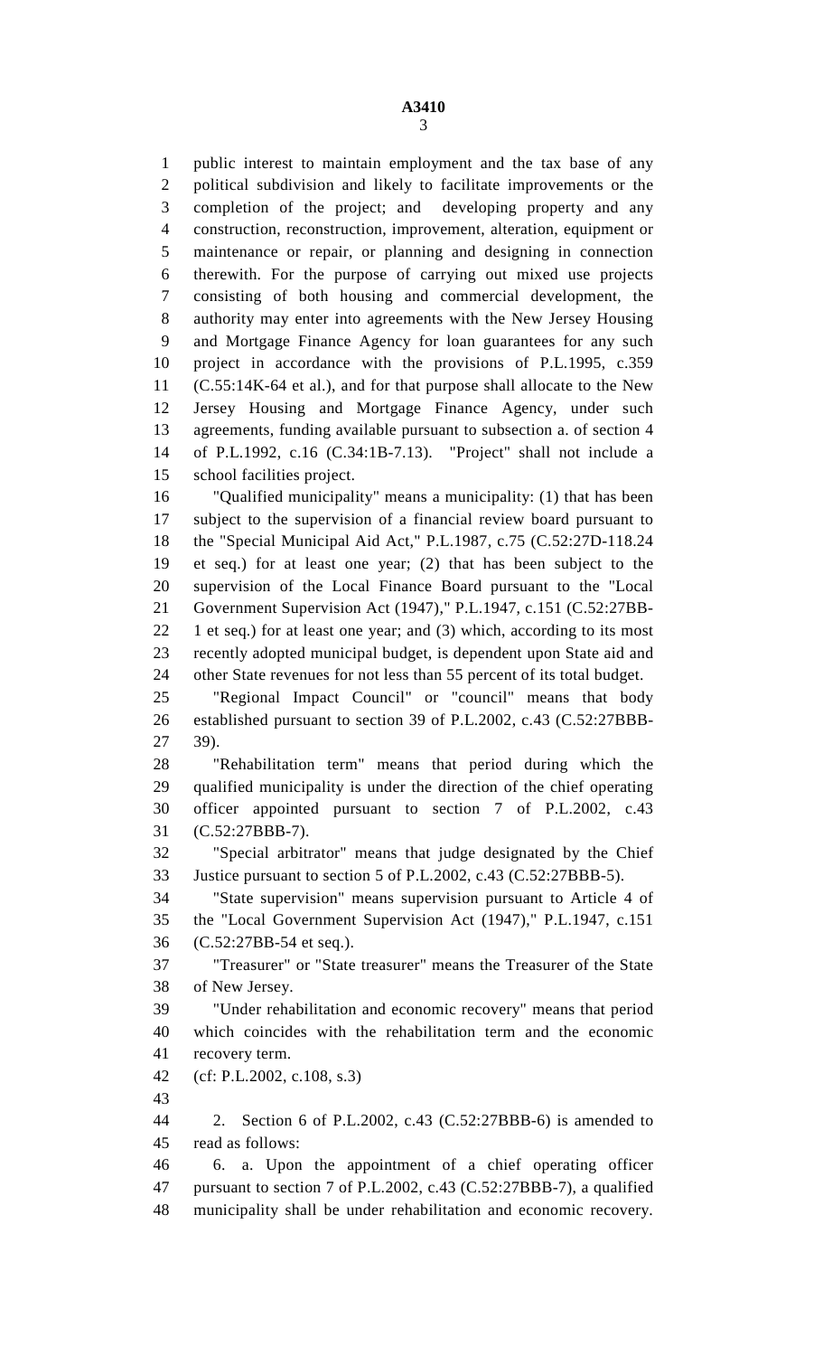public interest to maintain employment and the tax base of any political subdivision and likely to facilitate improvements or the completion of the project; and developing property and any construction, reconstruction, improvement, alteration, equipment or maintenance or repair, or planning and designing in connection therewith. For the purpose of carrying out mixed use projects consisting of both housing and commercial development, the authority may enter into agreements with the New Jersey Housing and Mortgage Finance Agency for loan guarantees for any such project in accordance with the provisions of P.L.1995, c.359 (C.55:14K-64 et al.), and for that purpose shall allocate to the New Jersey Housing and Mortgage Finance Agency, under such agreements, funding available pursuant to subsection a. of section 4 of P.L.1992, c.16 (C.34:1B-7.13). "Project" shall not include a school facilities project.

"Qualified municipality" means a municipality: (1) that has been subject to the supervision of a financial review board pursuant to the "Special Municipal Aid Act," P.L.1987, c.75 (C.52:27D-118.24 et seq.) for at least one year; (2) that has been subject to the supervision of the Local Finance Board pursuant to the "Local Government Supervision Act (1947)," P.L.1947, c.151 (C.52:27BB-1 et seq.) for at least one year; and (3) which, according to its most recently adopted municipal budget, is dependent upon State aid and other State revenues for not less than 55 percent of its total budget.

"Regional Impact Council" or "council" means that body established pursuant to section 39 of P.L.2002, c.43 (C.52:27BBB-39).

"Rehabilitation term" means that period during which the qualified municipality is under the direction of the chief operating officer appointed pursuant to section 7 of P.L.2002, c.43 (C.52:27BBB-7).

"Special arbitrator" means that judge designated by the Chief Justice pursuant to section 5 of P.L.2002, c.43 (C.52:27BBB-5).

"State supervision" means supervision pursuant to Article 4 of the "Local Government Supervision Act (1947)," P.L.1947, c.151 (C.52:27BB-54 et seq.).

"Treasurer" or "State treasurer" means the Treasurer of the State of New Jersey.

"Under rehabilitation and economic recovery" means that period which coincides with the rehabilitation term and the economic recovery term.

(cf: P.L.2002, c.108, s.3)

2. Section 6 of P.L.2002, c.43 (C.52:27BBB-6) is amended to read as follows:

6. a. Upon the appointment of a chief operating officer pursuant to section 7 of P.L.2002, c.43 (C.52:27BBB-7), a qualified municipality shall be under rehabilitation and economic recovery.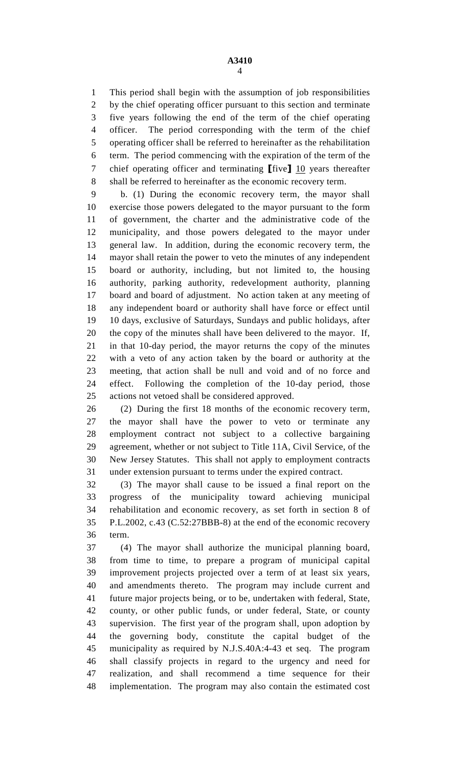This period shall begin with the assumption of job responsibilities by the chief operating officer pursuant to this section and terminate five years following the end of the term of the chief operating officer. The period corresponding with the term of the chief operating officer shall be referred to hereinafter as the rehabilitation term. The period commencing with the expiration of the term of the chief operating officer and terminating [five] <u>10</u> years thereafter shall be referred to hereinafter as the economic recovery term.

b. (1) During the economic recovery term, the mayor shall exercise those powers delegated to the mayor pursuant to the form of government, the charter and the administrative code of the municipality, and those powers delegated to the mayor under general law. In addition, during the economic recovery term, the mayor shall retain the power to veto the minutes of any independent board or authority, including, but not limited to, the housing authority, parking authority, redevelopment authority, planning board and board of adjustment. No action taken at any meeting of any independent board or authority shall have force or effect until 10 days, exclusive of Saturdays, Sundays and public holidays, after the copy of the minutes shall have been delivered to the mayor. If, in that 10-day period, the mayor returns the copy of the minutes with a veto of any action taken by the board or authority at the meeting, that action shall be null and void and of no force and effect. Following the completion of the 10-day period, those actions not vetoed shall be considered approved.

(2) During the first 18 months of the economic recovery term, the mayor shall have the power to veto or terminate any employment contract not subject to a collective bargaining agreement, whether or not subject to Title 11A, Civil Service, of the New Jersey Statutes. This shall not apply to employment contracts under extension pursuant to terms under the expired contract.

(3) The mayor shall cause to be issued a final report on the progress of the municipality toward achieving municipal rehabilitation and economic recovery, as set forth in section 8 of P.L.2002, c.43 (C.52:27BBB-8) at the end of the economic recovery term.

(4) The mayor shall authorize the municipal planning board, from time to time, to prepare a program of municipal capital improvement projects projected over a term of at least six years, and amendments thereto. The program may include current and future major projects being, or to be, undertaken with federal, State, county, or other public funds, or under federal, State, or county supervision. The first year of the program shall, upon adoption by the governing body, constitute the capital budget of the municipality as required by N.J.S.40A:4-43 et seq. The program shall classify projects in regard to the urgency and need for realization, and shall recommend a time sequence for their implementation. The program may also contain the estimated cost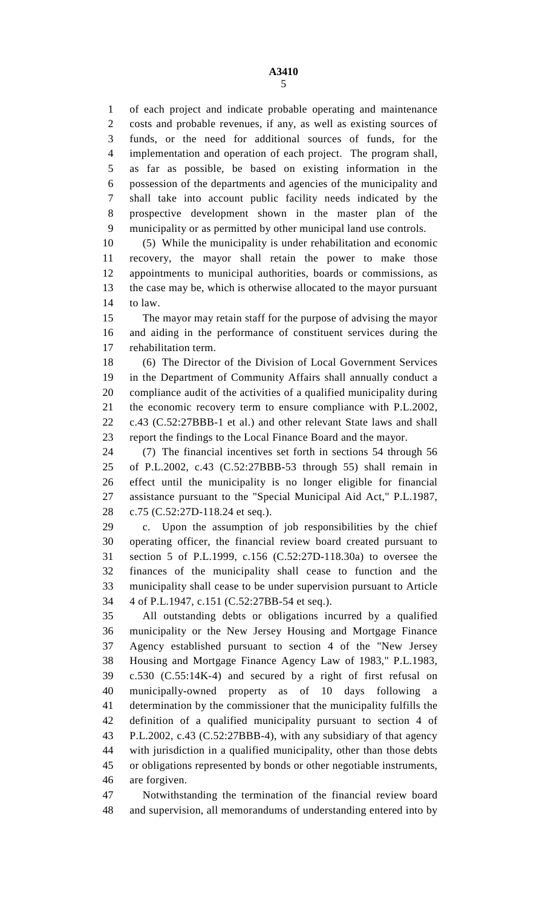of each project and indicate probable operating and maintenance costs and probable revenues, if any, as well as existing sources of funds, or the need for additional sources of funds, for the implementation and operation of each project. The program shall, as far as possible, be based on existing information in the possession of the departments and agencies of the municipality and shall take into account public facility needs indicated by the prospective development shown in the master plan of the municipality or as permitted by other municipal land use controls.

(5) While the municipality is under rehabilitation and economic recovery, the mayor shall retain the power to make those appointments to municipal authorities, boards or commissions, as the case may be, which is otherwise allocated to the mayor pursuant to law.

The mayor may retain staff for the purpose of advising the mayor and aiding in the performance of constituent services during the rehabilitation term.

(6) The Director of the Division of Local Government Services in the Department of Community Affairs shall annually conduct a compliance audit of the activities of a qualified municipality during the economic recovery term to ensure compliance with P.L.2002, c.43 (C.52:27BBB-1 et al.) and other relevant State laws and shall report the findings to the Local Finance Board and the mayor.

(7) The financial incentives set forth in sections 54 through 56 of P.L.2002, c.43 (C.52:27BBB-53 through 55) shall remain in effect until the municipality is no longer eligible for financial assistance pursuant to the "Special Municipal Aid Act," P.L.1987, c.75 (C.52:27D-118.24 et seq.).

c. Upon the assumption of job responsibilities by the chief operating officer, the financial review board created pursuant to section 5 of P.L.1999, c.156 (C.52:27D-118.30a) to oversee the finances of the municipality shall cease to function and the municipality shall cease to be under supervision pursuant to Article 4 of P.L.1947, c.151 (C.52:27BB-54 et seq.).

All outstanding debts or obligations incurred by a qualified municipality or the New Jersey Housing and Mortgage Finance Agency established pursuant to section 4 of the "New Jersey Housing and Mortgage Finance Agency Law of 1983," P.L.1983, c.530 (C.55:14K-4) and secured by a right of first refusal on municipally-owned property as of 10 days following a determination by the commissioner that the municipality fulfills the definition of a qualified municipality pursuant to section 4 of P.L.2002, c.43 (C.52:27BBB-4), with any subsidiary of that agency with jurisdiction in a qualified municipality, other than those debts or obligations represented by bonds or other negotiable instruments, are forgiven.

Notwithstanding the termination of the financial review board and supervision, all memorandums of understanding entered into by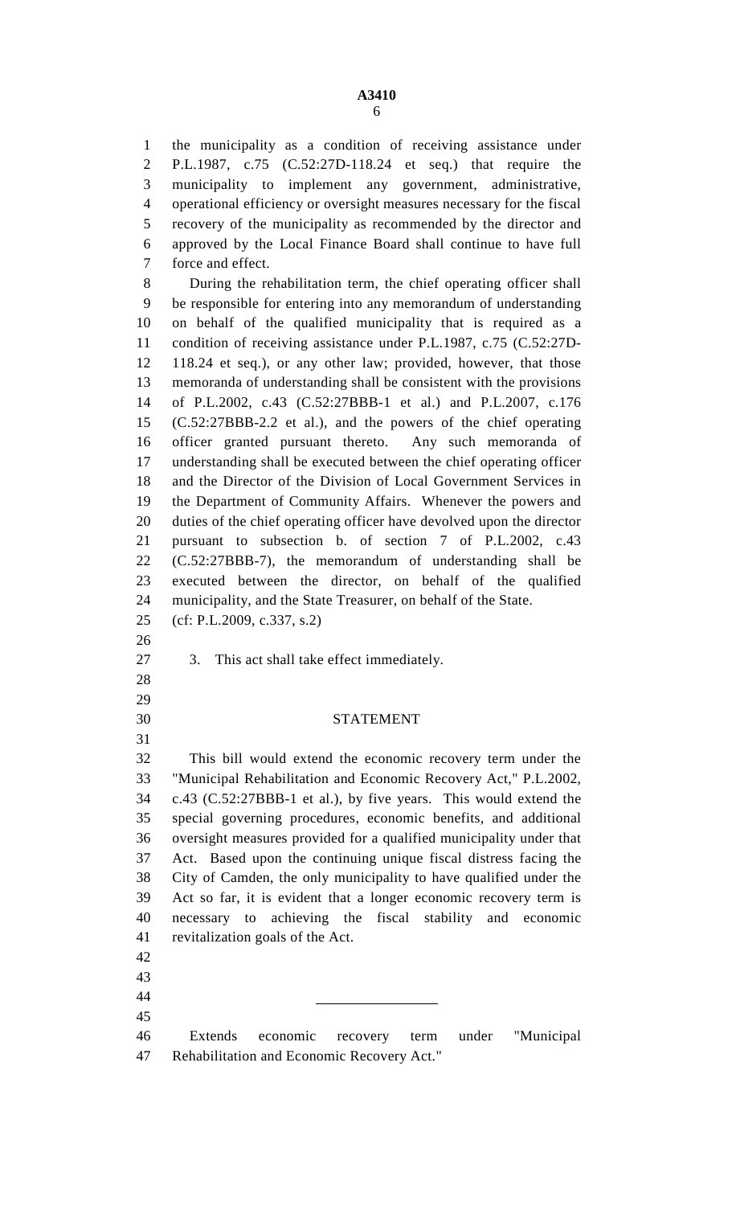the municipality as a condition of receiving assistance under P.L.1987, c.75 (C.52:27D-118.24 et seq.) that require the municipality to implement any government, administrative, operational efficiency or oversight measures necessary for the fiscal recovery of the municipality as recommended by the director and approved by the Local Finance Board shall continue to have full force and effect.

During the rehabilitation term, the chief operating officer shall be responsible for entering into any memorandum of understanding on behalf of the qualified municipality that is required as a condition of receiving assistance under P.L.1987, c.75 (C.52:27D-118.24 et seq.), or any other law; provided, however, that those memoranda of understanding shall be consistent with the provisions of P.L.2002, c.43 (C.52:27BBB-1 et al.) and P.L.2007, c.176 (C.52:27BBB-2.2 et al.), and the powers of the chief operating officer granted pursuant thereto. Any such memoranda of understanding shall be executed between the chief operating officer and the Director of the Division of Local Government Services in the Department of Community Affairs. Whenever the powers and duties of the chief operating officer have devolved upon the director pursuant to subsection b. of section 7 of P.L.2002, c.43 (C.52:27BBB-7), the memorandum of understanding shall be executed between the director, on behalf of the qualified municipality, and the State Treasurer, on behalf of the State.

(cf: P.L.2009, c.337, s.2)

3. This act shall take effect immediately.

## STATEMENT

This bill would extend the economic recovery term under the "Municipal Rehabilitation and Economic Recovery Act," P.L.2002, c.43 (C.52:27BBB-1 et al.), by five years. This would extend the special governing procedures, economic benefits, and additional oversight measures provided for a qualified municipality under that Act. Based upon the continuing unique fiscal distress facing the City of Camden, the only municipality to have qualified under the Act so far, it is evident that a longer economic recovery term is necessary to achieving the fiscal stability and economic revitalization goals of the Act.

---

Extends economic recovery term under "Municipal Rehabilitation and Economic Recovery Act."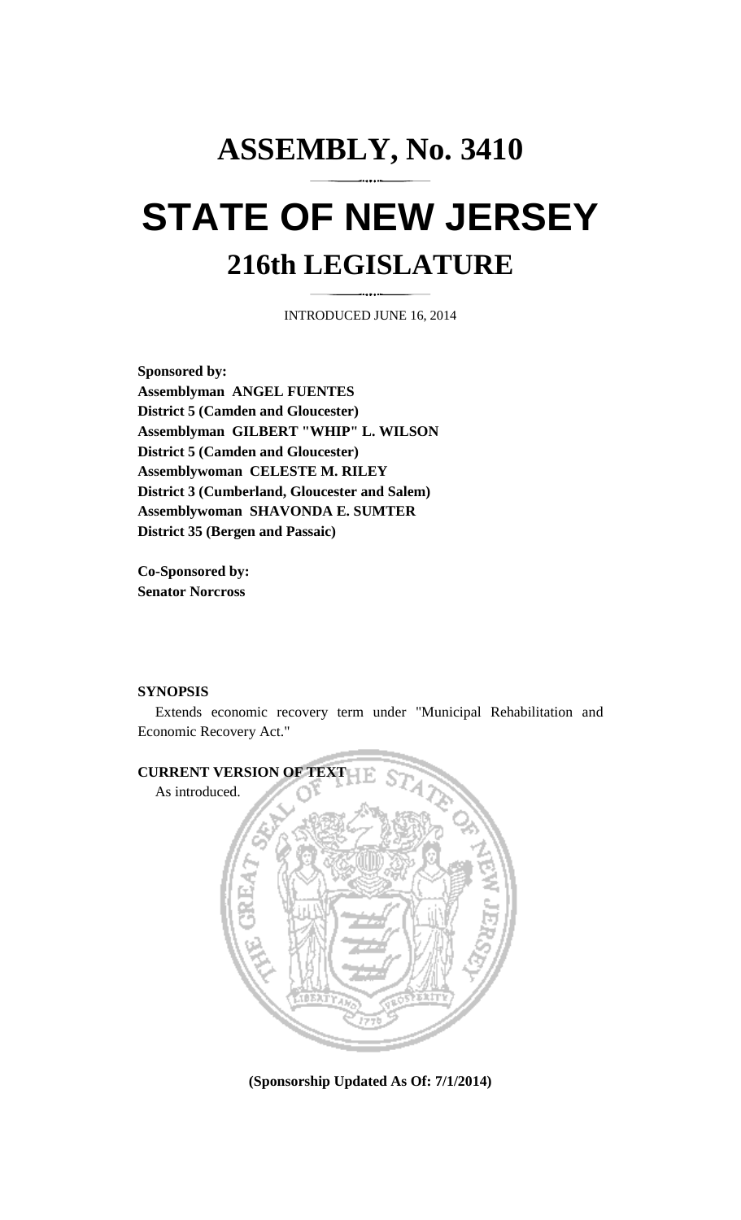# ASSEMBLY, No. 3410

# STATE OF NEW JERSEY

## 216th LEGISLATURE

INTRODUCED JUNE 16, 2014

**Sponsored by:**
**Assemblyman ANGEL FUENTES**
**District 5 (Camden and Gloucester)**
**Assemblyman GILBERT "WHIP" L. WILSON**
**District 5 (Camden and Gloucester)**
**Assemblywoman CELESTE M. RILEY**
**District 3 (Cumberland, Gloucester and Salem)**
**Assemblywoman SHAVONDA E. SUMTER**
**District 35 (Bergen and Passaic)**

**Co-Sponsored by:**
**Senator Norcross**

**SYNOPSIS**

Extends economic recovery term under "Municipal Rehabilitation and Economic Recovery Act."

**CURRENT VERSION OF TEXT**

As introduced.

**(Sponsorship Updated As Of: 7/1/2014)**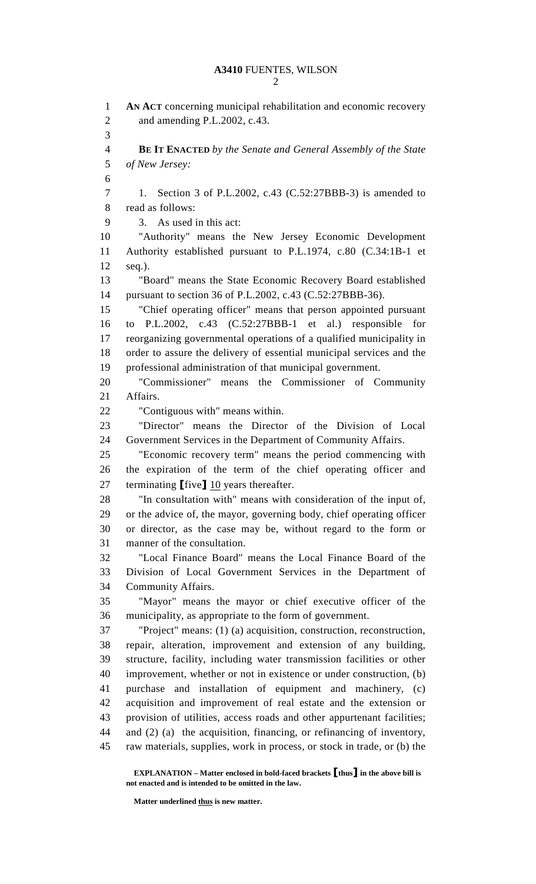**AN ACT** concerning municipal rehabilitation and economic recovery and amending P.L.2002, c.43.

**BE IT ENACTED** *by the Senate and General Assembly of the State of New Jersey:*

1. Section 3 of P.L.2002, c.43 (C.52:27BBB-3) is amended to read as follows:

3. As used in this act:

"Authority" means the New Jersey Economic Development Authority established pursuant to P.L.1974, c.80 (C.34:1B-1 et seq.).

"Board" means the State Economic Recovery Board established pursuant to section 36 of P.L.2002, c.43 (C.52:27BBB-36).

"Chief operating officer" means that person appointed pursuant to P.L.2002, c.43 (C.52:27BBB-1 et al.) responsible for reorganizing governmental operations of a qualified municipality in order to assure the delivery of essential municipal services and the professional administration of that municipal government.

"Commissioner" means the Commissioner of Community Affairs.

"Contiguous with" means within.

"Director" means the Director of the Division of Local Government Services in the Department of Community Affairs.

"Economic recovery term" means the period commencing with the expiration of the term of the chief operating officer and terminating **[**five**]** <u>10</u> years thereafter.

"In consultation with" means with consideration of the input of, or the advice of, the mayor, governing body, chief operating officer or director, as the case may be, without regard to the form or manner of the consultation.

"Local Finance Board" means the Local Finance Board of the Division of Local Government Services in the Department of Community Affairs.

"Mayor" means the mayor or chief executive officer of the municipality, as appropriate to the form of government.

"Project" means: (1) (a) acquisition, construction, reconstruction, repair, alteration, improvement and extension of any building, structure, facility, including water transmission facilities or other improvement, whether or not in existence or under construction, (b) purchase and installation of equipment and machinery, (c) acquisition and improvement of real estate and the extension or provision of utilities, access roads and other appurtenant facilities; and (2) (a) the acquisition, financing, or refinancing of inventory, raw materials, supplies, work in process, or stock in trade, or (b) the

**EXPLANATION – Matter enclosed in bold-faced brackets [thus] in the above bill is not enacted and is intended to be omitted in the law.**

**Matter underlined <u>thus</u> is new matter.**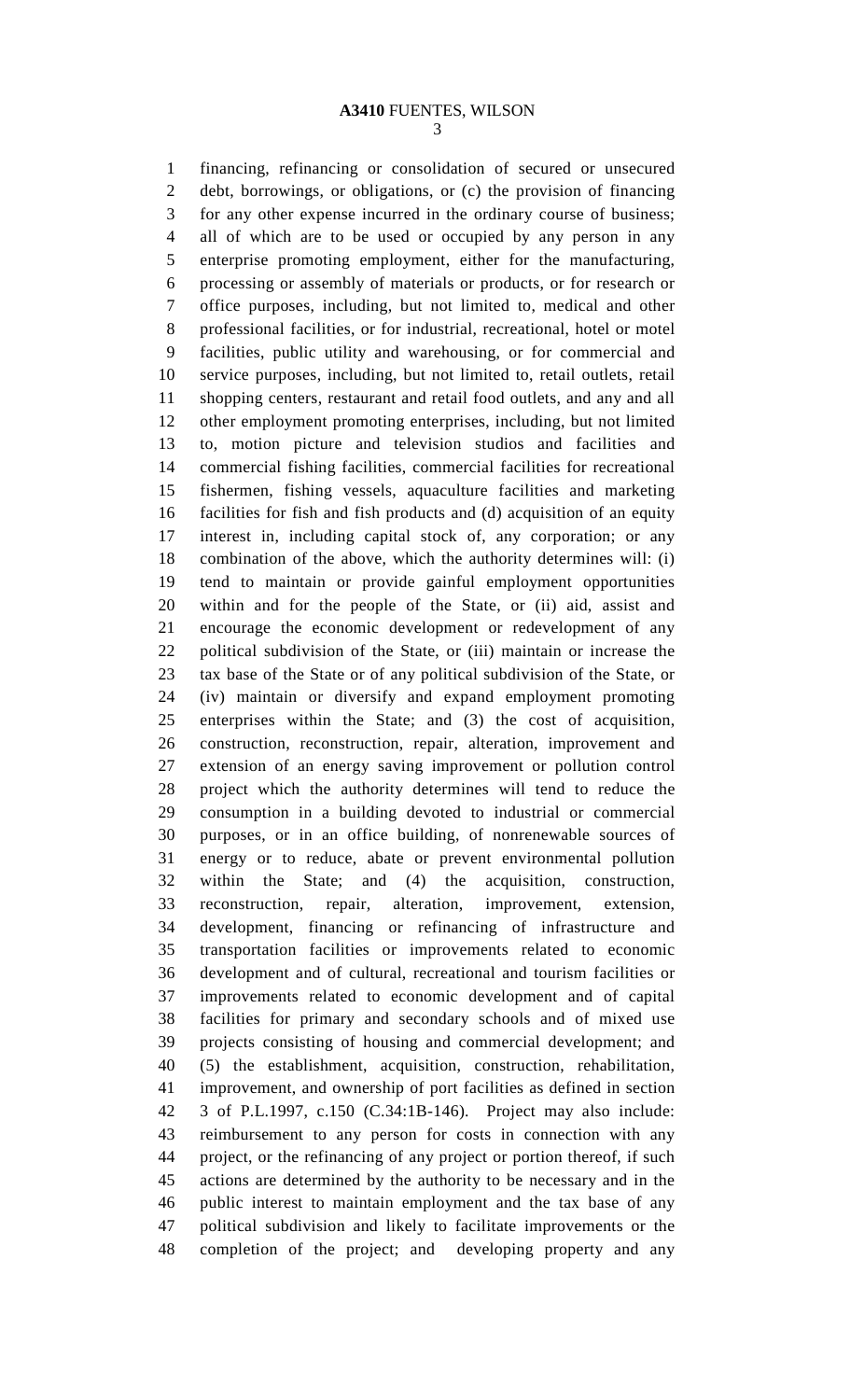financing, refinancing or consolidation of secured or unsecured debt, borrowings, or obligations, or (c) the provision of financing for any other expense incurred in the ordinary course of business; all of which are to be used or occupied by any person in any enterprise promoting employment, either for the manufacturing, processing or assembly of materials or products, or for research or office purposes, including, but not limited to, medical and other professional facilities, or for industrial, recreational, hotel or motel facilities, public utility and warehousing, or for commercial and service purposes, including, but not limited to, retail outlets, retail shopping centers, restaurant and retail food outlets, and any and all other employment promoting enterprises, including, but not limited to, motion picture and television studios and facilities and commercial fishing facilities, commercial facilities for recreational fishermen, fishing vessels, aquaculture facilities and marketing facilities for fish and fish products and (d) acquisition of an equity interest in, including capital stock of, any corporation; or any combination of the above, which the authority determines will: (i) tend to maintain or provide gainful employment opportunities within and for the people of the State, or (ii) aid, assist and encourage the economic development or redevelopment of any political subdivision of the State, or (iii) maintain or increase the tax base of the State or of any political subdivision of the State, or (iv) maintain or diversify and expand employment promoting enterprises within the State; and (3) the cost of acquisition, construction, reconstruction, repair, alteration, improvement and extension of an energy saving improvement or pollution control project which the authority determines will tend to reduce the consumption in a building devoted to industrial or commercial purposes, or in an office building, of nonrenewable sources of energy or to reduce, abate or prevent environmental pollution within the State; and (4) the acquisition, construction, reconstruction, repair, alteration, improvement, extension, development, financing or refinancing of infrastructure and transportation facilities or improvements related to economic development and of cultural, recreational and tourism facilities or improvements related to economic development and of capital facilities for primary and secondary schools and of mixed use projects consisting of housing and commercial development; and (5) the establishment, acquisition, construction, rehabilitation, improvement, and ownership of port facilities as defined in section 3 of P.L.1997, c.150 (C.34:1B-146). Project may also include: reimbursement to any person for costs in connection with any project, or the refinancing of any project or portion thereof, if such actions are determined by the authority to be necessary and in the public interest to maintain employment and the tax base of any political subdivision and likely to facilitate improvements or the completion of the project; and developing property and any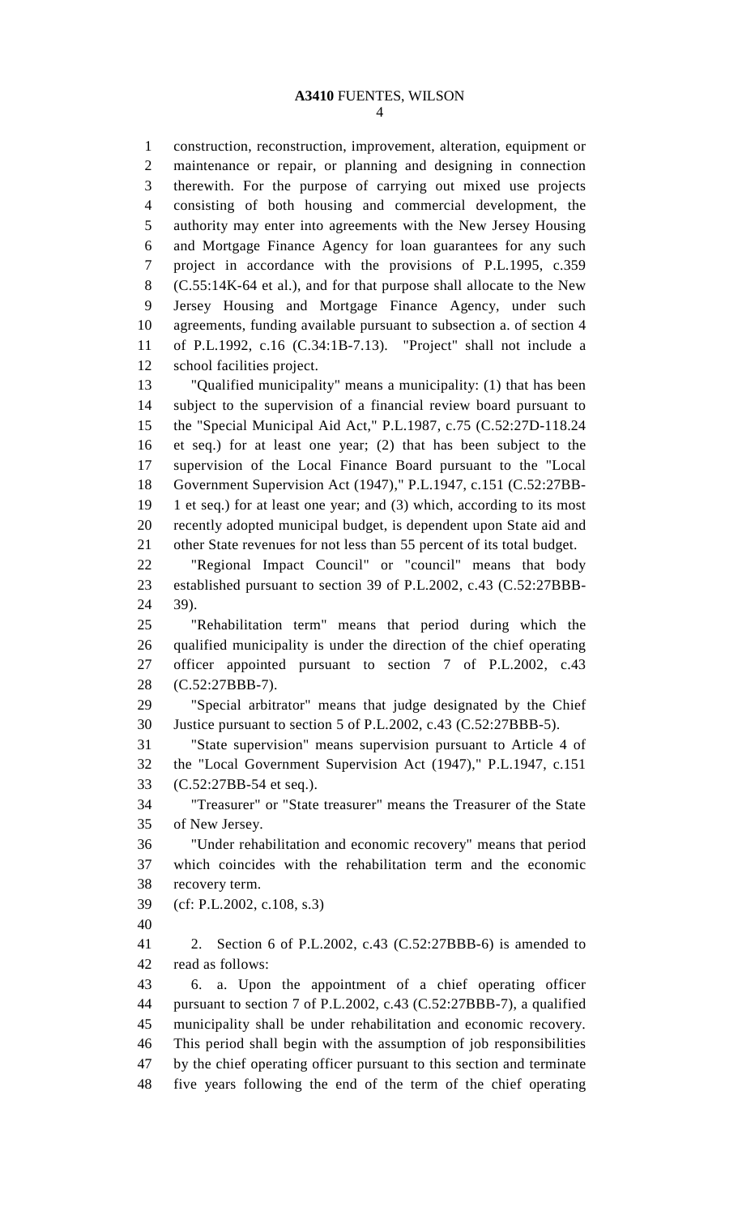construction, reconstruction, improvement, alteration, equipment or maintenance or repair, or planning and designing in connection therewith. For the purpose of carrying out mixed use projects consisting of both housing and commercial development, the authority may enter into agreements with the New Jersey Housing and Mortgage Finance Agency for loan guarantees for any such project in accordance with the provisions of P.L.1995, c.359 (C.55:14K-64 et al.), and for that purpose shall allocate to the New Jersey Housing and Mortgage Finance Agency, under such agreements, funding available pursuant to subsection a. of section 4 of P.L.1992, c.16 (C.34:1B-7.13). "Project" shall not include a school facilities project.

"Qualified municipality" means a municipality: (1) that has been subject to the supervision of a financial review board pursuant to the "Special Municipal Aid Act," P.L.1987, c.75 (C.52:27D-118.24 et seq.) for at least one year; (2) that has been subject to the supervision of the Local Finance Board pursuant to the "Local Government Supervision Act (1947)," P.L.1947, c.151 (C.52:27BB-1 et seq.) for at least one year; and (3) which, according to its most recently adopted municipal budget, is dependent upon State aid and other State revenues for not less than 55 percent of its total budget.

"Regional Impact Council" or "council" means that body established pursuant to section 39 of P.L.2002, c.43 (C.52:27BBB-39).

"Rehabilitation term" means that period during which the qualified municipality is under the direction of the chief operating officer appointed pursuant to section 7 of P.L.2002, c.43 (C.52:27BBB-7).

"Special arbitrator" means that judge designated by the Chief Justice pursuant to section 5 of P.L.2002, c.43 (C.52:27BBB-5).

"State supervision" means supervision pursuant to Article 4 of the "Local Government Supervision Act (1947)," P.L.1947, c.151 (C.52:27BB-54 et seq.).

"Treasurer" or "State treasurer" means the Treasurer of the State of New Jersey.

"Under rehabilitation and economic recovery" means that period which coincides with the rehabilitation term and the economic recovery term.

(cf: P.L.2002, c.108, s.3)

2. Section 6 of P.L.2002, c.43 (C.52:27BBB-6) is amended to read as follows:

6. a. Upon the appointment of a chief operating officer pursuant to section 7 of P.L.2002, c.43 (C.52:27BBB-7), a qualified municipality shall be under rehabilitation and economic recovery. This period shall begin with the assumption of job responsibilities by the chief operating officer pursuant to this section and terminate five years following the end of the term of the chief operating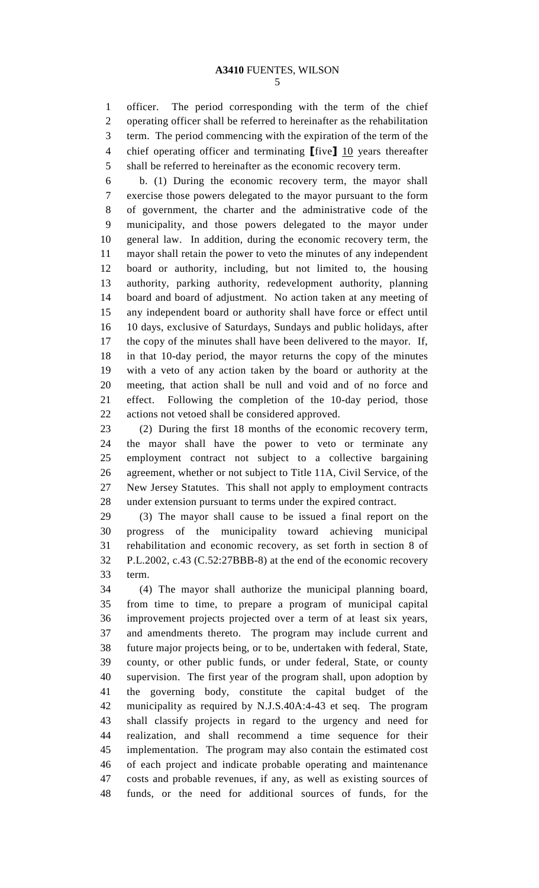officer. The period corresponding with the term of the chief operating officer shall be referred to hereinafter as the rehabilitation term. The period commencing with the expiration of the term of the chief operating officer and terminating [five] 10 years thereafter shall be referred to hereinafter as the economic recovery term.

b. (1) During the economic recovery term, the mayor shall exercise those powers delegated to the mayor pursuant to the form of government, the charter and the administrative code of the municipality, and those powers delegated to the mayor under general law. In addition, during the economic recovery term, the mayor shall retain the power to veto the minutes of any independent board or authority, including, but not limited to, the housing authority, parking authority, redevelopment authority, planning board and board of adjustment. No action taken at any meeting of any independent board or authority shall have force or effect until 10 days, exclusive of Saturdays, Sundays and public holidays, after the copy of the minutes shall have been delivered to the mayor. If, in that 10-day period, the mayor returns the copy of the minutes with a veto of any action taken by the board or authority at the meeting, that action shall be null and void and of no force and effect. Following the completion of the 10-day period, those actions not vetoed shall be considered approved.

(2) During the first 18 months of the economic recovery term, the mayor shall have the power to veto or terminate any employment contract not subject to a collective bargaining agreement, whether or not subject to Title 11A, Civil Service, of the New Jersey Statutes. This shall not apply to employment contracts under extension pursuant to terms under the expired contract.

(3) The mayor shall cause to be issued a final report on the progress of the municipality toward achieving municipal rehabilitation and economic recovery, as set forth in section 8 of P.L.2002, c.43 (C.52:27BBB-8) at the end of the economic recovery term.

(4) The mayor shall authorize the municipal planning board, from time to time, to prepare a program of municipal capital improvement projects projected over a term of at least six years, and amendments thereto. The program may include current and future major projects being, or to be, undertaken with federal, State, county, or other public funds, or under federal, State, or county supervision. The first year of the program shall, upon adoption by the governing body, constitute the capital budget of the municipality as required by N.J.S.40A:4-43 et seq. The program shall classify projects in regard to the urgency and need for realization, and shall recommend a time sequence for their implementation. The program may also contain the estimated cost of each project and indicate probable operating and maintenance costs and probable revenues, if any, as well as existing sources of funds, or the need for additional sources of funds, for the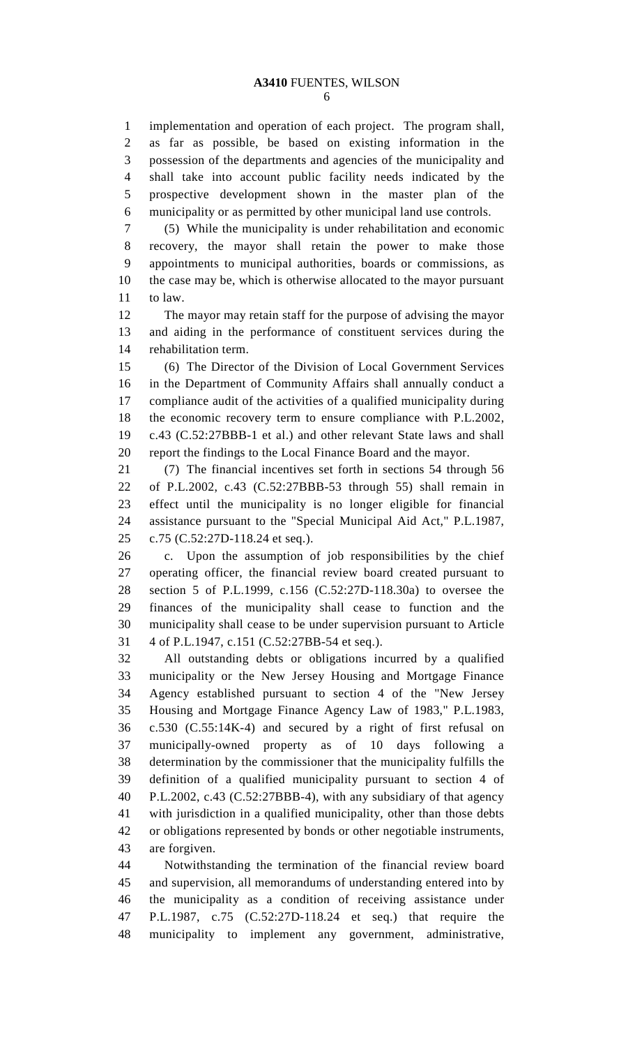implementation and operation of each project. The program shall, as far as possible, be based on existing information in the possession of the departments and agencies of the municipality and shall take into account public facility needs indicated by the prospective development shown in the master plan of the municipality or as permitted by other municipal land use controls.

(5) While the municipality is under rehabilitation and economic recovery, the mayor shall retain the power to make those appointments to municipal authorities, boards or commissions, as the case may be, which is otherwise allocated to the mayor pursuant to law.

The mayor may retain staff for the purpose of advising the mayor and aiding in the performance of constituent services during the rehabilitation term.

(6) The Director of the Division of Local Government Services in the Department of Community Affairs shall annually conduct a compliance audit of the activities of a qualified municipality during the economic recovery term to ensure compliance with P.L.2002, c.43 (C.52:27BBB-1 et al.) and other relevant State laws and shall report the findings to the Local Finance Board and the mayor.

(7) The financial incentives set forth in sections 54 through 56 of P.L.2002, c.43 (C.52:27BBB-53 through 55) shall remain in effect until the municipality is no longer eligible for financial assistance pursuant to the "Special Municipal Aid Act," P.L.1987, c.75 (C.52:27D-118.24 et seq.).

c. Upon the assumption of job responsibilities by the chief operating officer, the financial review board created pursuant to section 5 of P.L.1999, c.156 (C.52:27D-118.30a) to oversee the finances of the municipality shall cease to function and the municipality shall cease to be under supervision pursuant to Article 4 of P.L.1947, c.151 (C.52:27BB-54 et seq.).

All outstanding debts or obligations incurred by a qualified municipality or the New Jersey Housing and Mortgage Finance Agency established pursuant to section 4 of the "New Jersey Housing and Mortgage Finance Agency Law of 1983," P.L.1983, c.530 (C.55:14K-4) and secured by a right of first refusal on municipally-owned property as of 10 days following a determination by the commissioner that the municipality fulfills the definition of a qualified municipality pursuant to section 4 of P.L.2002, c.43 (C.52:27BBB-4), with any subsidiary of that agency with jurisdiction in a qualified municipality, other than those debts or obligations represented by bonds or other negotiable instruments, are forgiven.

Notwithstanding the termination of the financial review board and supervision, all memorandums of understanding entered into by the municipality as a condition of receiving assistance under P.L.1987, c.75 (C.52:27D-118.24 et seq.) that require the municipality to implement any government, administrative,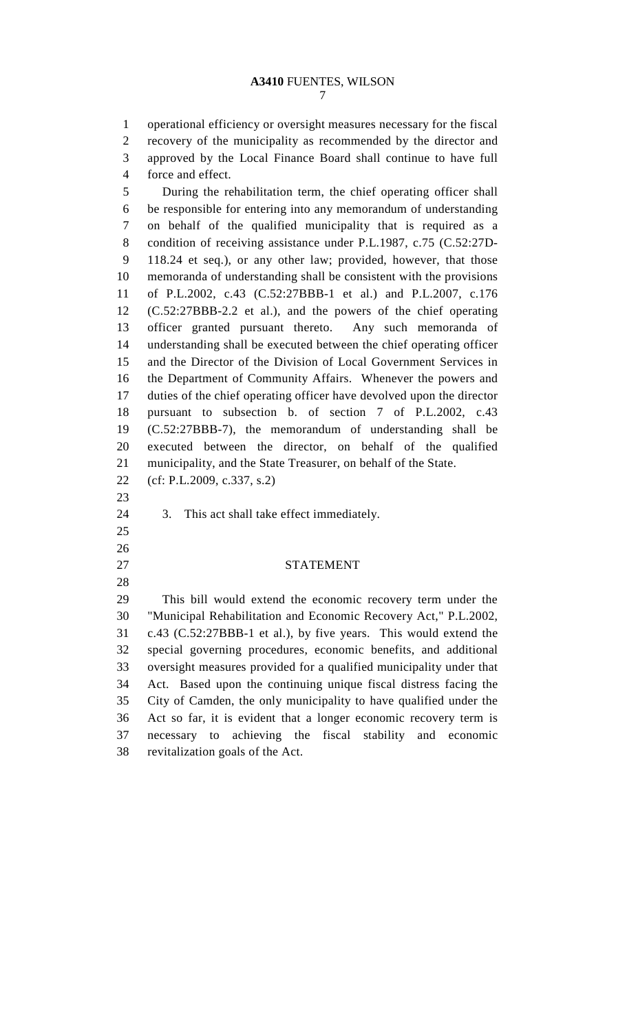operational efficiency or oversight measures necessary for the fiscal recovery of the municipality as recommended by the director and approved by the Local Finance Board shall continue to have full force and effect.

During the rehabilitation term, the chief operating officer shall be responsible for entering into any memorandum of understanding on behalf of the qualified municipality that is required as a condition of receiving assistance under P.L.1987, c.75 (C.52:27D-118.24 et seq.), or any other law; provided, however, that those memoranda of understanding shall be consistent with the provisions of P.L.2002, c.43 (C.52:27BBB-1 et al.) and P.L.2007, c.176 (C.52:27BBB-2.2 et al.), and the powers of the chief operating officer granted pursuant thereto. Any such memoranda of understanding shall be executed between the chief operating officer and the Director of the Division of Local Government Services in the Department of Community Affairs. Whenever the powers and duties of the chief operating officer have devolved upon the director pursuant to subsection b. of section 7 of P.L.2002, c.43 (C.52:27BBB-7), the memorandum of understanding shall be executed between the director, on behalf of the qualified municipality, and the State Treasurer, on behalf of the State.

(cf: P.L.2009, c.337, s.2)

3. This act shall take effect immediately.

## STATEMENT

This bill would extend the economic recovery term under the "Municipal Rehabilitation and Economic Recovery Act," P.L.2002, c.43 (C.52:27BBB-1 et al.), by five years. This would extend the special governing procedures, economic benefits, and additional oversight measures provided for a qualified municipality under that Act. Based upon the continuing unique fiscal distress facing the City of Camden, the only municipality to have qualified under the Act so far, it is evident that a longer economic recovery term is necessary to achieving the fiscal stability and economic revitalization goals of the Act.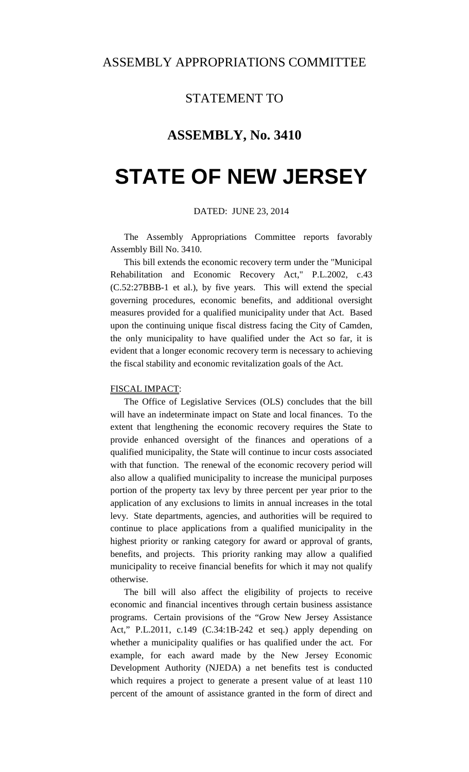ASSEMBLY APPROPRIATIONS COMMITTEE

STATEMENT TO

## ASSEMBLY, No. 3410

# STATE OF NEW JERSEY

DATED: JUNE 23, 2014

The Assembly Appropriations Committee reports favorably Assembly Bill No. 3410.

This bill extends the economic recovery term under the "Municipal Rehabilitation and Economic Recovery Act," P.L.2002, c.43 (C.52:27BBB-1 et al.), by five years. This will extend the special governing procedures, economic benefits, and additional oversight measures provided for a qualified municipality under that Act. Based upon the continuing unique fiscal distress facing the City of Camden, the only municipality to have qualified under the Act so far, it is evident that a longer economic recovery term is necessary to achieving the fiscal stability and economic revitalization goals of the Act.

FISCAL IMPACT:

The Office of Legislative Services (OLS) concludes that the bill will have an indeterminate impact on State and local finances. To the extent that lengthening the economic recovery requires the State to provide enhanced oversight of the finances and operations of a qualified municipality, the State will continue to incur costs associated with that function. The renewal of the economic recovery period will also allow a qualified municipality to increase the municipal purposes portion of the property tax levy by three percent per year prior to the application of any exclusions to limits in annual increases in the total levy. State departments, agencies, and authorities will be required to continue to place applications from a qualified municipality in the highest priority or ranking category for award or approval of grants, benefits, and projects. This priority ranking may allow a qualified municipality to receive financial benefits for which it may not qualify otherwise.

The bill will also affect the eligibility of projects to receive economic and financial incentives through certain business assistance programs. Certain provisions of the "Grow New Jersey Assistance Act," P.L.2011, c.149 (C.34:1B-242 et seq.) apply depending on whether a municipality qualifies or has qualified under the act. For example, for each award made by the New Jersey Economic Development Authority (NJEDA) a net benefits test is conducted which requires a project to generate a present value of at least 110 percent of the amount of assistance granted in the form of direct and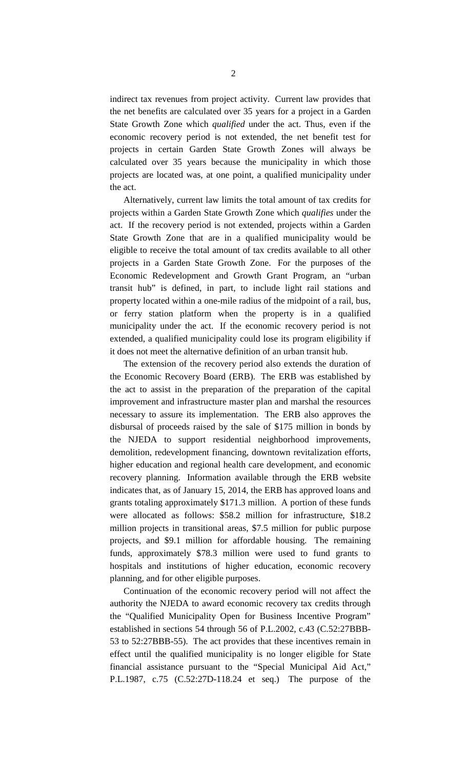indirect tax revenues from project activity. Current law provides that the net benefits are calculated over 35 years for a project in a Garden State Growth Zone which *qualified* under the act. Thus, even if the economic recovery period is not extended, the net benefit test for projects in certain Garden State Growth Zones will always be calculated over 35 years because the municipality in which those projects are located was, at one point, a qualified municipality under the act.

Alternatively, current law limits the total amount of tax credits for projects within a Garden State Growth Zone which *qualifies* under the act. If the recovery period is not extended, projects within a Garden State Growth Zone that are in a qualified municipality would be eligible to receive the total amount of tax credits available to all other projects in a Garden State Growth Zone. For the purposes of the Economic Redevelopment and Growth Grant Program, an "urban transit hub" is defined, in part, to include light rail stations and property located within a one-mile radius of the midpoint of a rail, bus, or ferry station platform when the property is in a qualified municipality under the act. If the economic recovery period is not extended, a qualified municipality could lose its program eligibility if it does not meet the alternative definition of an urban transit hub.

The extension of the recovery period also extends the duration of the Economic Recovery Board (ERB). The ERB was established by the act to assist in the preparation of the preparation of the capital improvement and infrastructure master plan and marshal the resources necessary to assure its implementation. The ERB also approves the disbursal of proceeds raised by the sale of $175 million in bonds by the NJEDA to support residential neighborhood improvements, demolition, redevelopment financing, downtown revitalization efforts, higher education and regional health care development, and economic recovery planning. Information available through the ERB website indicates that, as of January 15, 2014, the ERB has approved loans and grants totaling approximately $171.3 million. A portion of these funds were allocated as follows: $58.2 million for infrastructure, $18.2 million projects in transitional areas, $7.5 million for public purpose projects, and $9.1 million for affordable housing. The remaining funds, approximately $78.3 million were used to fund grants to hospitals and institutions of higher education, economic recovery planning, and for other eligible purposes.

Continuation of the economic recovery period will not affect the authority the NJEDA to award economic recovery tax credits through the "Qualified Municipality Open for Business Incentive Program" established in sections 54 through 56 of P.L.2002, c.43 (C.52:27BBB-53 to 52:27BBB-55). The act provides that these incentives remain in effect until the qualified municipality is no longer eligible for State financial assistance pursuant to the "Special Municipal Aid Act," P.L.1987, c.75 (C.52:27D-118.24 et seq.) The purpose of the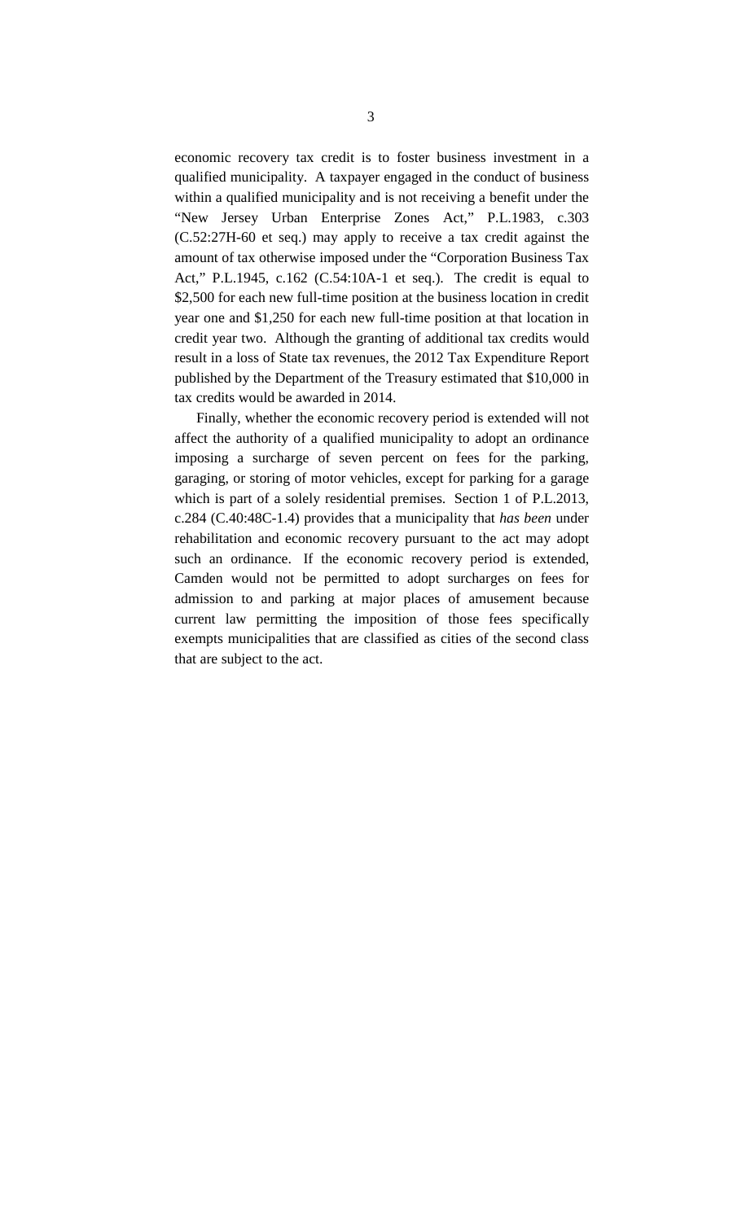economic recovery tax credit is to foster business investment in a qualified municipality. A taxpayer engaged in the conduct of business within a qualified municipality and is not receiving a benefit under the "New Jersey Urban Enterprise Zones Act," P.L.1983, c.303 (C.52:27H-60 et seq.) may apply to receive a tax credit against the amount of tax otherwise imposed under the "Corporation Business Tax Act," P.L.1945, c.162 (C.54:10A-1 et seq.). The credit is equal to $2,500 for each new full-time position at the business location in credit year one and $1,250 for each new full-time position at that location in credit year two. Although the granting of additional tax credits would result in a loss of State tax revenues, the 2012 Tax Expenditure Report published by the Department of the Treasury estimated that $10,000 in tax credits would be awarded in 2014.

Finally, whether the economic recovery period is extended will not affect the authority of a qualified municipality to adopt an ordinance imposing a surcharge of seven percent on fees for the parking, garaging, or storing of motor vehicles, except for parking for a garage which is part of a solely residential premises. Section 1 of P.L.2013, c.284 (C.40:48C-1.4) provides that a municipality that *has been* under rehabilitation and economic recovery pursuant to the act may adopt such an ordinance. If the economic recovery period is extended, Camden would not be permitted to adopt surcharges on fees for admission to and parking at major places of amusement because current law permitting the imposition of those fees specifically exempts municipalities that are classified as cities of the second class that are subject to the act.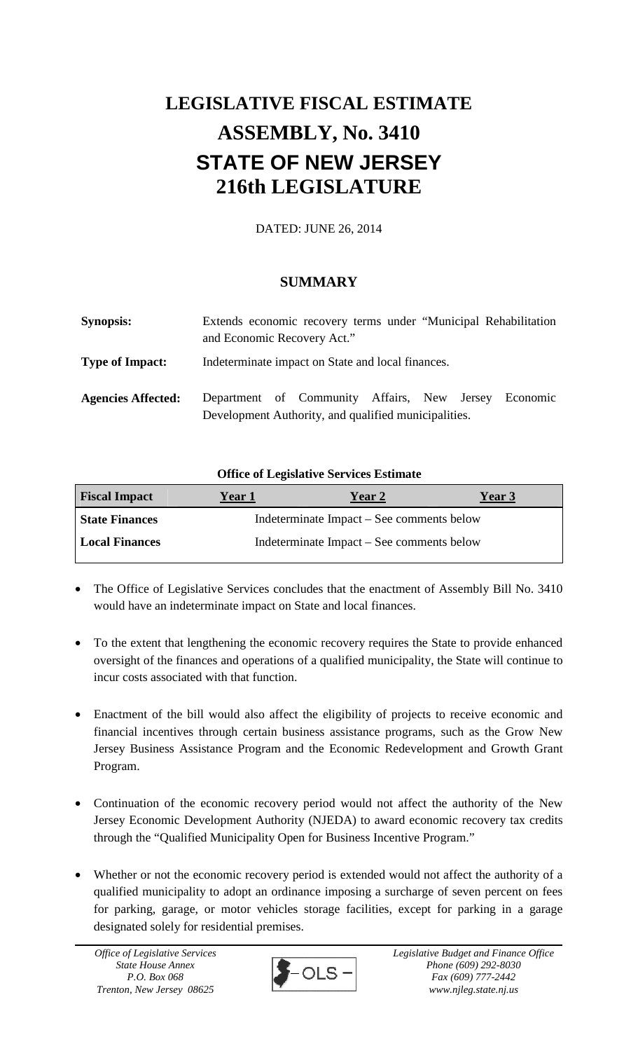# LEGISLATIVE FISCAL ESTIMATE

# ASSEMBLY, No. 3410

# STATE OF NEW JERSEY

# 216th LEGISLATURE

DATED: JUNE 26, 2014

## SUMMARY

**Synopsis:** Extends economic recovery terms under "Municipal Rehabilitation and Economic Recovery Act."

**Type of Impact:** Indeterminate impact on State and local finances.

**Agencies Affected:** Department of Community Affairs, New Jersey Economic Development Authority, and qualified municipalities.

**Office of Legislative Services Estimate**

| Fiscal Impact | Year 1 | Year 2 | Year 3 |
|---|---|---|---|
| State Finances | | Indeterminate Impact – See comments below | |
| Local Finances | | Indeterminate Impact – See comments below | |

- The Office of Legislative Services concludes that the enactment of Assembly Bill No. 3410 would have an indeterminate impact on State and local finances.
- To the extent that lengthening the economic recovery requires the State to provide enhanced oversight of the finances and operations of a qualified municipality, the State will continue to incur costs associated with that function.
- Enactment of the bill would also affect the eligibility of projects to receive economic and financial incentives through certain business assistance programs, such as the Grow New Jersey Business Assistance Program and the Economic Redevelopment and Growth Grant Program.
- Continuation of the economic recovery period would not affect the authority of the New Jersey Economic Development Authority (NJEDA) to award economic recovery tax credits through the "Qualified Municipality Open for Business Incentive Program."
- Whether or not the economic recovery period is extended would not affect the authority of a qualified municipality to adopt an ordinance imposing a surcharge of seven percent on fees for parking, garage, or motor vehicles storage facilities, except for parking in a garage designated solely for residential premises.

*Office of Legislative Services*
*State House Annex*
*P.O. Box 068*
*Trenton, New Jersey 08625*

*Legislative Budget and Finance Office*
*Phone (609) 292-8030*
*Fax (609) 777-2442*
*www.njleg.state.nj.us*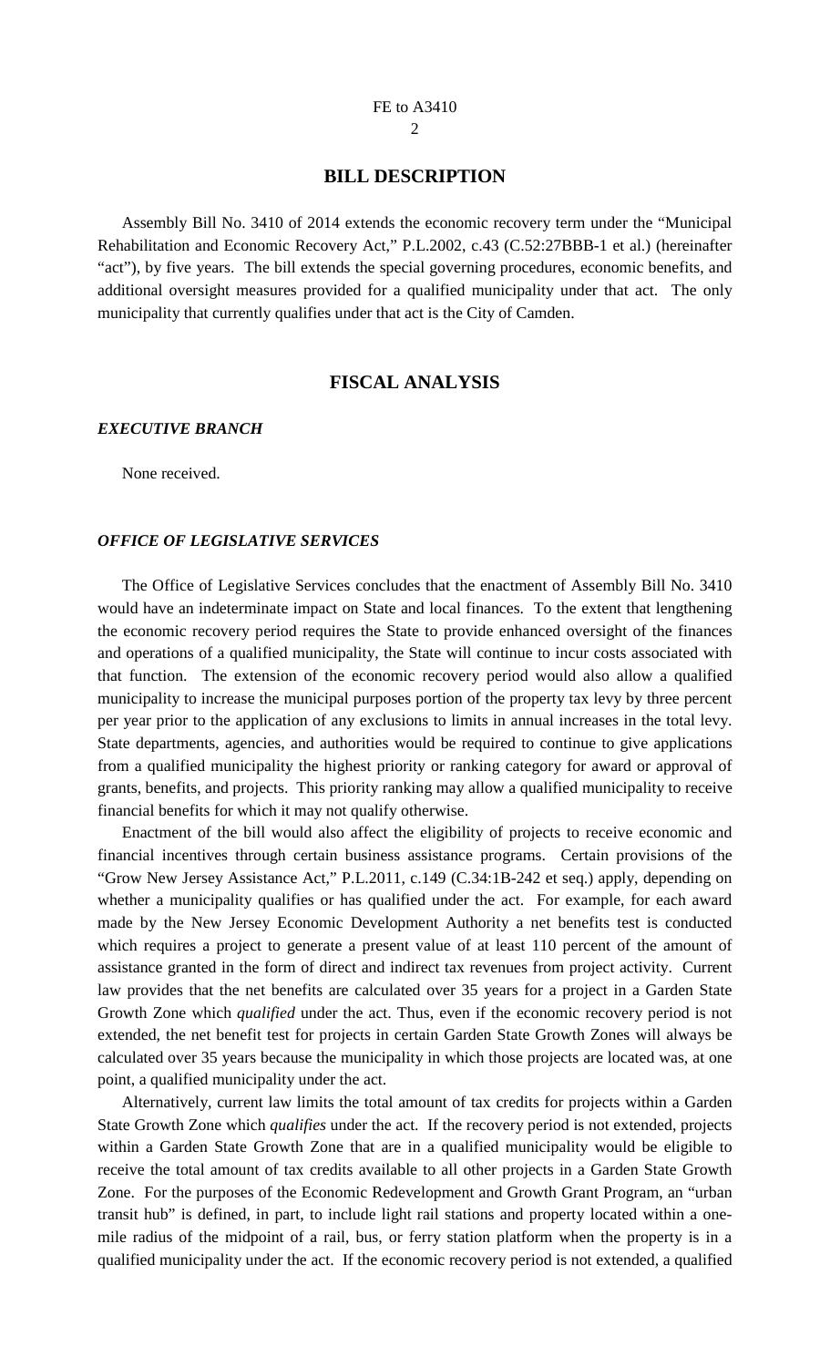## BILL DESCRIPTION

Assembly Bill No. 3410 of 2014 extends the economic recovery term under the "Municipal Rehabilitation and Economic Recovery Act," P.L.2002, c.43 (C.52:27BBB-1 et al.) (hereinafter "act"), by five years. The bill extends the special governing procedures, economic benefits, and additional oversight measures provided for a qualified municipality under that act. The only municipality that currently qualifies under that act is the City of Camden.

## FISCAL ANALYSIS

### *EXECUTIVE BRANCH*

None received.

### *OFFICE OF LEGISLATIVE SERVICES*

The Office of Legislative Services concludes that the enactment of Assembly Bill No. 3410 would have an indeterminate impact on State and local finances. To the extent that lengthening the economic recovery period requires the State to provide enhanced oversight of the finances and operations of a qualified municipality, the State will continue to incur costs associated with that function. The extension of the economic recovery period would also allow a qualified municipality to increase the municipal purposes portion of the property tax levy by three percent per year prior to the application of any exclusions to limits in annual increases in the total levy. State departments, agencies, and authorities would be required to continue to give applications from a qualified municipality the highest priority or ranking category for award or approval of grants, benefits, and projects. This priority ranking may allow a qualified municipality to receive financial benefits for which it may not qualify otherwise.

Enactment of the bill would also affect the eligibility of projects to receive economic and financial incentives through certain business assistance programs. Certain provisions of the "Grow New Jersey Assistance Act," P.L.2011, c.149 (C.34:1B-242 et seq.) apply, depending on whether a municipality qualifies or has qualified under the act. For example, for each award made by the New Jersey Economic Development Authority a net benefits test is conducted which requires a project to generate a present value of at least 110 percent of the amount of assistance granted in the form of direct and indirect tax revenues from project activity. Current law provides that the net benefits are calculated over 35 years for a project in a Garden State Growth Zone which *qualified* under the act. Thus, even if the economic recovery period is not extended, the net benefit test for projects in certain Garden State Growth Zones will always be calculated over 35 years because the municipality in which those projects are located was, at one point, a qualified municipality under the act.

Alternatively, current law limits the total amount of tax credits for projects within a Garden State Growth Zone which *qualifies* under the act. If the recovery period is not extended, projects within a Garden State Growth Zone that are in a qualified municipality would be eligible to receive the total amount of tax credits available to all other projects in a Garden State Growth Zone. For the purposes of the Economic Redevelopment and Growth Grant Program, an "urban transit hub" is defined, in part, to include light rail stations and property located within a one-mile radius of the midpoint of a rail, bus, or ferry station platform when the property is in a qualified municipality under the act. If the economic recovery period is not extended, a qualified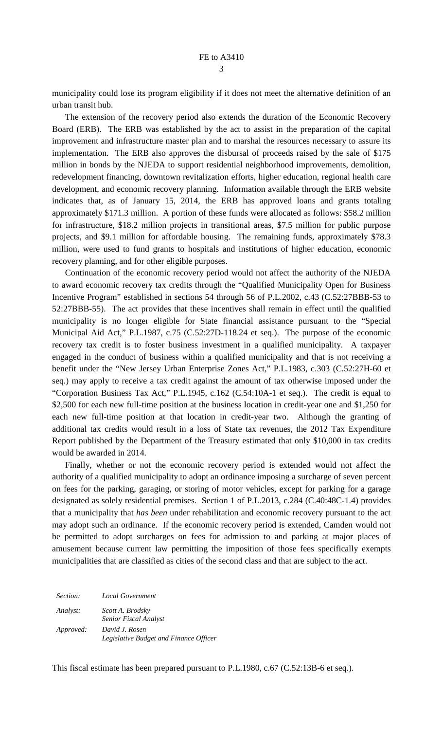municipality could lose its program eligibility if it does not meet the alternative definition of an urban transit hub.

The extension of the recovery period also extends the duration of the Economic Recovery Board (ERB). The ERB was established by the act to assist in the preparation of the capital improvement and infrastructure master plan and to marshal the resources necessary to assure its implementation. The ERB also approves the disbursal of proceeds raised by the sale of $175 million in bonds by the NJEDA to support residential neighborhood improvements, demolition, redevelopment financing, downtown revitalization efforts, higher education, regional health care development, and economic recovery planning. Information available through the ERB website indicates that, as of January 15, 2014, the ERB has approved loans and grants totaling approximately $171.3 million. A portion of these funds were allocated as follows: $58.2 million for infrastructure, $18.2 million projects in transitional areas, $7.5 million for public purpose projects, and $9.1 million for affordable housing. The remaining funds, approximately $78.3 million, were used to fund grants to hospitals and institutions of higher education, economic recovery planning, and for other eligible purposes.

Continuation of the economic recovery period would not affect the authority of the NJEDA to award economic recovery tax credits through the "Qualified Municipality Open for Business Incentive Program" established in sections 54 through 56 of P.L.2002, c.43 (C.52:27BBB-53 to 52:27BBB-55). The act provides that these incentives shall remain in effect until the qualified municipality is no longer eligible for State financial assistance pursuant to the "Special Municipal Aid Act," P.L.1987, c.75 (C.52:27D-118.24 et seq.). The purpose of the economic recovery tax credit is to foster business investment in a qualified municipality. A taxpayer engaged in the conduct of business within a qualified municipality and that is not receiving a benefit under the "New Jersey Urban Enterprise Zones Act," P.L.1983, c.303 (C.52:27H-60 et seq.) may apply to receive a tax credit against the amount of tax otherwise imposed under the "Corporation Business Tax Act," P.L.1945, c.162 (C.54:10A-1 et seq.). The credit is equal to $2,500 for each new full-time position at the business location in credit-year one and $1,250 for each new full-time position at that location in credit-year two. Although the granting of additional tax credits would result in a loss of State tax revenues, the 2012 Tax Expenditure Report published by the Department of the Treasury estimated that only $10,000 in tax credits would be awarded in 2014.

Finally, whether or not the economic recovery period is extended would not affect the authority of a qualified municipality to adopt an ordinance imposing a surcharge of seven percent on fees for the parking, garaging, or storing of motor vehicles, except for parking for a garage designated as solely residential premises. Section 1 of P.L.2013, c.284 (C.40:48C-1.4) provides that a municipality that *has been* under rehabilitation and economic recovery pursuant to the act may adopt such an ordinance. If the economic recovery period is extended, Camden would not be permitted to adopt surcharges on fees for admission to and parking at major places of amusement because current law permitting the imposition of those fees specifically exempts municipalities that are classified as cities of the second class and that are subject to the act.

| | |
|---|---|
| *Section:* | *Local Government* |
| *Analyst:* | *Scott A. Brodsky*<br>*Senior Fiscal Analyst* |
| *Approved:* | *David J. Rosen*<br>*Legislative Budget and Finance Officer* |

This fiscal estimate has been prepared pursuant to P.L.1980, c.67 (C.52:13B-6 et seq.).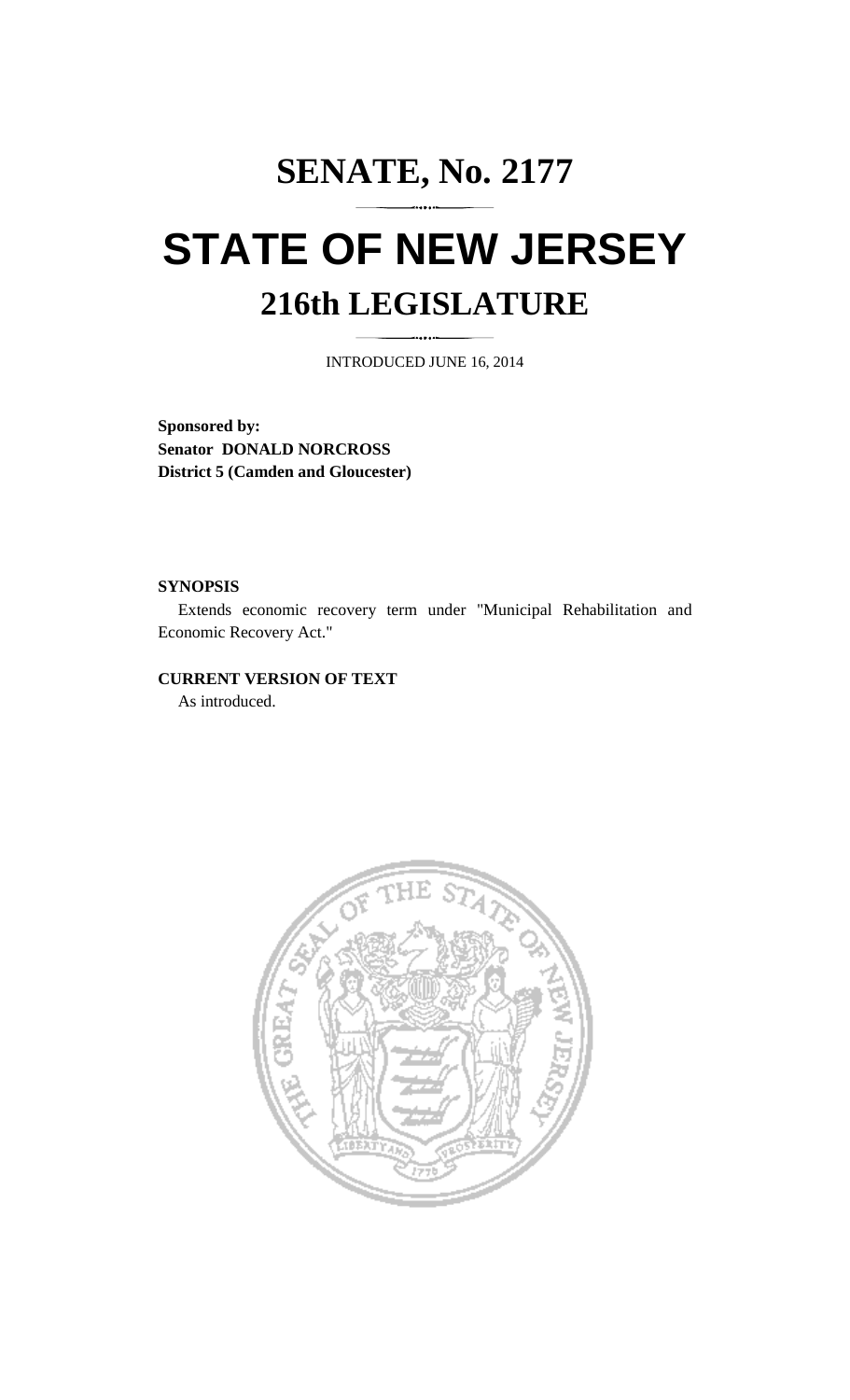# SENATE, No. 2177

# STATE OF NEW JERSEY

## 216th LEGISLATURE

INTRODUCED JUNE 16, 2014

**Sponsored by:**
**Senator DONALD NORCROSS**
**District 5 (Camden and Gloucester)**

**SYNOPSIS**

Extends economic recovery term under "Municipal Rehabilitation and Economic Recovery Act."

**CURRENT VERSION OF TEXT**

As introduced.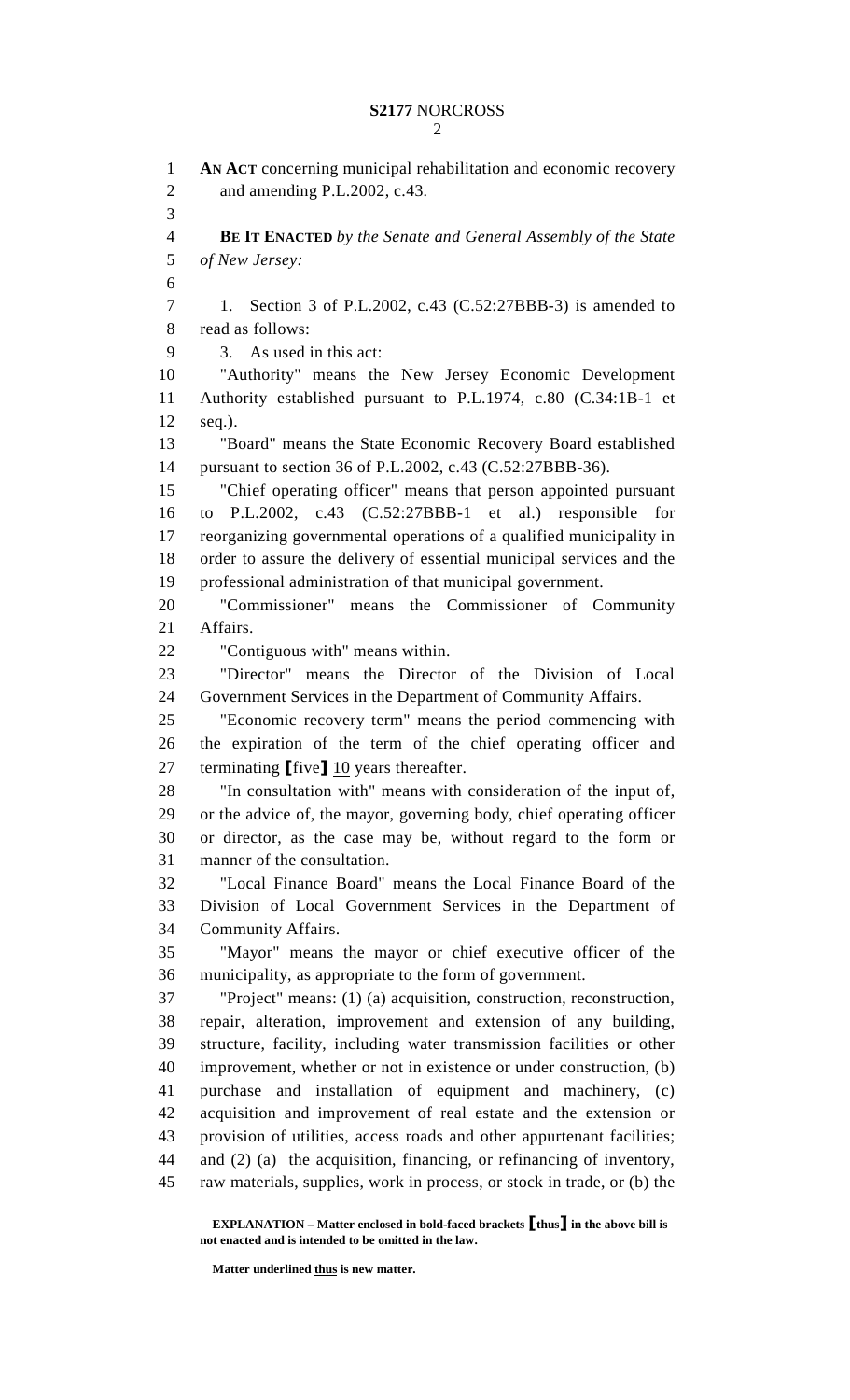**AN ACT** concerning municipal rehabilitation and economic recovery and amending P.L.2002, c.43.

**BE IT ENACTED** *by the Senate and General Assembly of the State of New Jersey:*

1. Section 3 of P.L.2002, c.43 (C.52:27BBB-3) is amended to read as follows:

3. As used in this act:

"Authority" means the New Jersey Economic Development Authority established pursuant to P.L.1974, c.80 (C.34:1B-1 et seq.).

"Board" means the State Economic Recovery Board established pursuant to section 36 of P.L.2002, c.43 (C.52:27BBB-36).

"Chief operating officer" means that person appointed pursuant to P.L.2002, c.43 (C.52:27BBB-1 et al.) responsible for reorganizing governmental operations of a qualified municipality in order to assure the delivery of essential municipal services and the professional administration of that municipal government.

"Commissioner" means the Commissioner of Community Affairs.

"Contiguous with" means within.

"Director" means the Director of the Division of Local Government Services in the Department of Community Affairs.

"Economic recovery term" means the period commencing with the expiration of the term of the chief operating officer and terminating **[**five**]** <u>10</u> years thereafter.

"In consultation with" means with consideration of the input of, or the advice of, the mayor, governing body, chief operating officer or director, as the case may be, without regard to the form or manner of the consultation.

"Local Finance Board" means the Local Finance Board of the Division of Local Government Services in the Department of Community Affairs.

"Mayor" means the mayor or chief executive officer of the municipality, as appropriate to the form of government.

"Project" means: (1) (a) acquisition, construction, reconstruction, repair, alteration, improvement and extension of any building, structure, facility, including water transmission facilities or other improvement, whether or not in existence or under construction, (b) purchase and installation of equipment and machinery, (c) acquisition and improvement of real estate and the extension or provision of utilities, access roads and other appurtenant facilities; and (2) (a) the acquisition, financing, or refinancing of inventory, raw materials, supplies, work in process, or stock in trade, or (b) the

**EXPLANATION – Matter enclosed in bold-faced brackets [thus] in the above bill is not enacted and is intended to be omitted in the law.**

**Matter underlined <u>thus</u> is new matter.**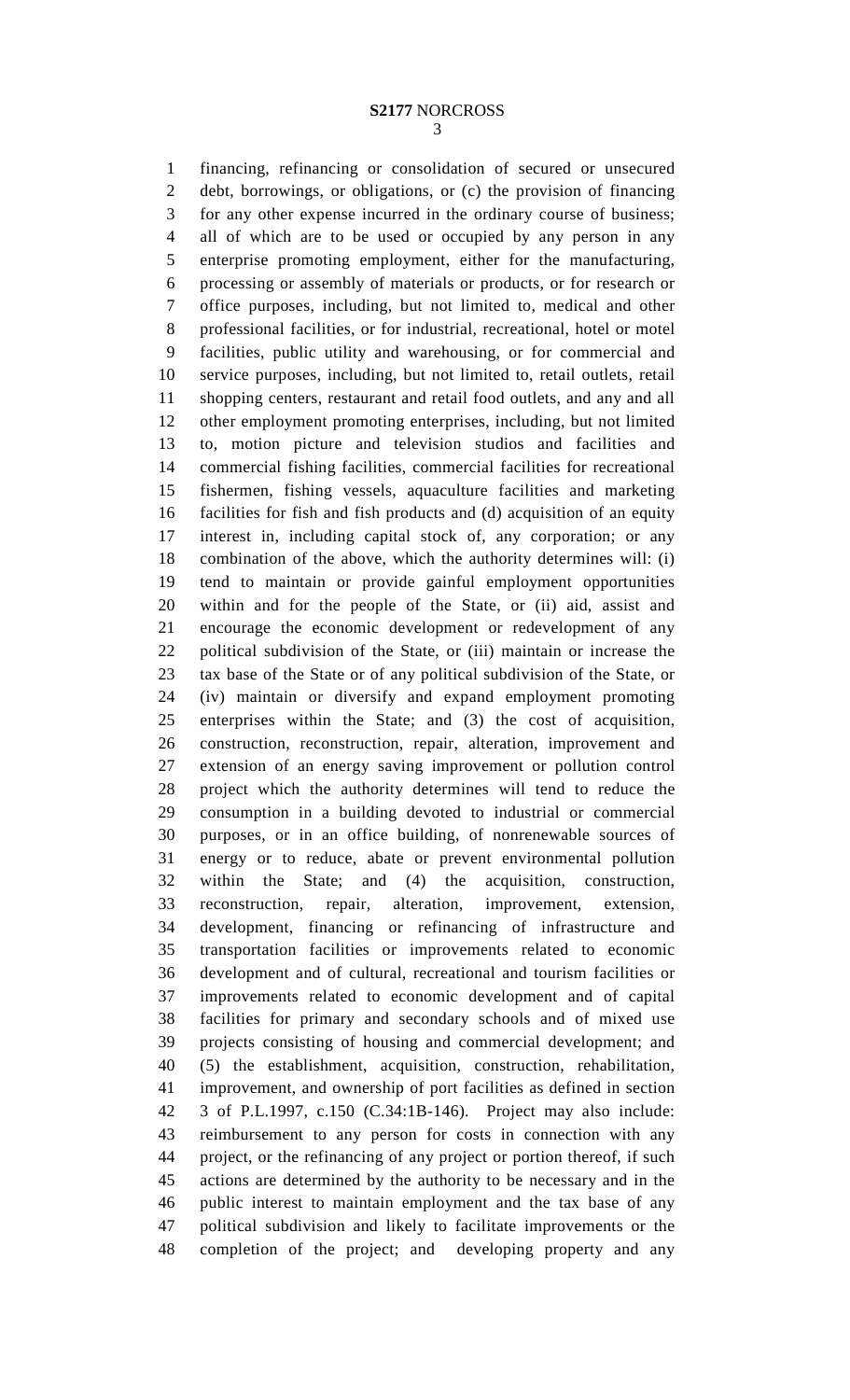financing, refinancing or consolidation of secured or unsecured debt, borrowings, or obligations, or (c) the provision of financing for any other expense incurred in the ordinary course of business; all of which are to be used or occupied by any person in any enterprise promoting employment, either for the manufacturing, processing or assembly of materials or products, or for research or office purposes, including, but not limited to, medical and other professional facilities, or for industrial, recreational, hotel or motel facilities, public utility and warehousing, or for commercial and service purposes, including, but not limited to, retail outlets, retail shopping centers, restaurant and retail food outlets, and any and all other employment promoting enterprises, including, but not limited to, motion picture and television studios and facilities and commercial fishing facilities, commercial facilities for recreational fishermen, fishing vessels, aquaculture facilities and marketing facilities for fish and fish products and (d) acquisition of an equity interest in, including capital stock of, any corporation; or any combination of the above, which the authority determines will: (i) tend to maintain or provide gainful employment opportunities within and for the people of the State, or (ii) aid, assist and encourage the economic development or redevelopment of any political subdivision of the State, or (iii) maintain or increase the tax base of the State or of any political subdivision of the State, or (iv) maintain or diversify and expand employment promoting enterprises within the State; and (3) the cost of acquisition, construction, reconstruction, repair, alteration, improvement and extension of an energy saving improvement or pollution control project which the authority determines will tend to reduce the consumption in a building devoted to industrial or commercial purposes, or in an office building, of nonrenewable sources of energy or to reduce, abate or prevent environmental pollution within the State; and (4) the acquisition, construction, reconstruction, repair, alteration, improvement, extension, development, financing or refinancing of infrastructure and transportation facilities or improvements related to economic development and of cultural, recreational and tourism facilities or improvements related to economic development and of capital facilities for primary and secondary schools and of mixed use projects consisting of housing and commercial development; and (5) the establishment, acquisition, construction, rehabilitation, improvement, and ownership of port facilities as defined in section 3 of P.L.1997, c.150 (C.34:1B-146). Project may also include: reimbursement to any person for costs in connection with any project, or the refinancing of any project or portion thereof, if such actions are determined by the authority to be necessary and in the public interest to maintain employment and the tax base of any political subdivision and likely to facilitate improvements or the completion of the project; and developing property and any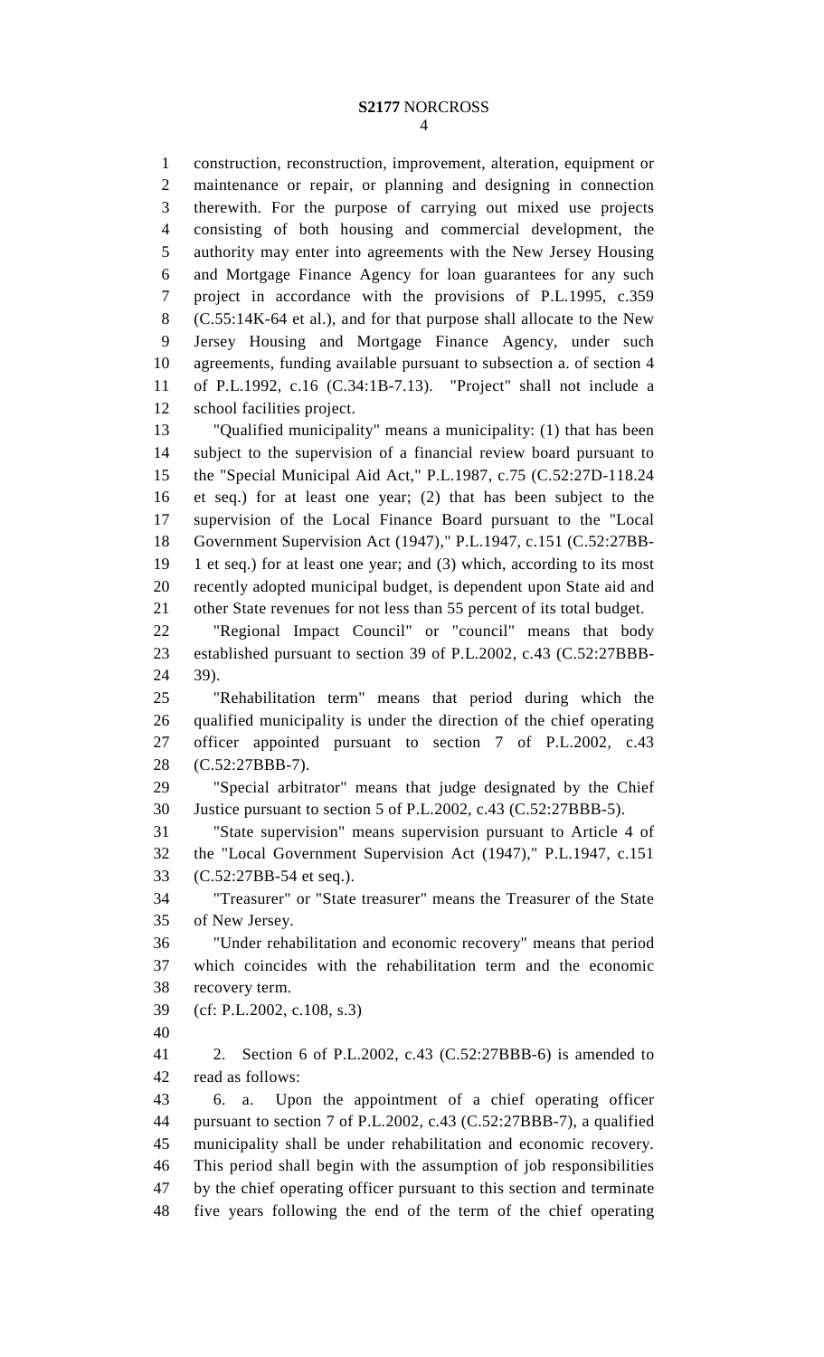construction, reconstruction, improvement, alteration, equipment or maintenance or repair, or planning and designing in connection therewith. For the purpose of carrying out mixed use projects consisting of both housing and commercial development, the authority may enter into agreements with the New Jersey Housing and Mortgage Finance Agency for loan guarantees for any such project in accordance with the provisions of P.L.1995, c.359 (C.55:14K-64 et al.), and for that purpose shall allocate to the New Jersey Housing and Mortgage Finance Agency, under such agreements, funding available pursuant to subsection a. of section 4 of P.L.1992, c.16 (C.34:1B-7.13). "Project" shall not include a school facilities project.

"Qualified municipality" means a municipality: (1) that has been subject to the supervision of a financial review board pursuant to the "Special Municipal Aid Act," P.L.1987, c.75 (C.52:27D-118.24 et seq.) for at least one year; (2) that has been subject to the supervision of the Local Finance Board pursuant to the "Local Government Supervision Act (1947)," P.L.1947, c.151 (C.52:27BB-1 et seq.) for at least one year; and (3) which, according to its most recently adopted municipal budget, is dependent upon State aid and other State revenues for not less than 55 percent of its total budget.

"Regional Impact Council" or "council" means that body established pursuant to section 39 of P.L.2002, c.43 (C.52:27BBB-39).

"Rehabilitation term" means that period during which the qualified municipality is under the direction of the chief operating officer appointed pursuant to section 7 of P.L.2002, c.43 (C.52:27BBB-7).

"Special arbitrator" means that judge designated by the Chief Justice pursuant to section 5 of P.L.2002, c.43 (C.52:27BBB-5).

"State supervision" means supervision pursuant to Article 4 of the "Local Government Supervision Act (1947)," P.L.1947, c.151 (C.52:27BB-54 et seq.).

"Treasurer" or "State treasurer" means the Treasurer of the State of New Jersey.

"Under rehabilitation and economic recovery" means that period which coincides with the rehabilitation term and the economic recovery term.

(cf: P.L.2002, c.108, s.3)

2. Section 6 of P.L.2002, c.43 (C.52:27BBB-6) is amended to read as follows:

6. a. Upon the appointment of a chief operating officer pursuant to section 7 of P.L.2002, c.43 (C.52:27BBB-7), a qualified municipality shall be under rehabilitation and economic recovery. This period shall begin with the assumption of job responsibilities by the chief operating officer pursuant to this section and terminate five years following the end of the term of the chief operating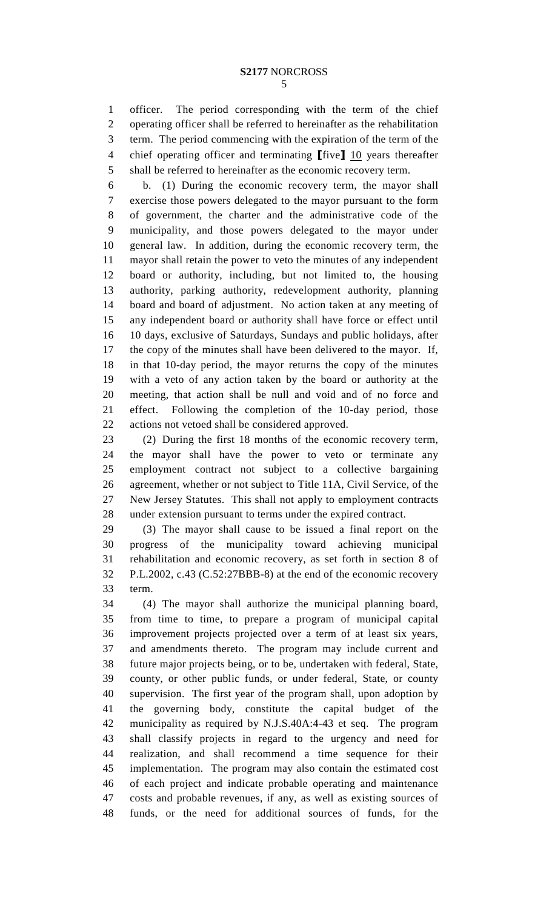officer. The period corresponding with the term of the chief operating officer shall be referred to hereinafter as the rehabilitation term. The period commencing with the expiration of the term of the chief operating officer and terminating [five] 10 years thereafter shall be referred to hereinafter as the economic recovery term.

b. (1) During the economic recovery term, the mayor shall exercise those powers delegated to the mayor pursuant to the form of government, the charter and the administrative code of the municipality, and those powers delegated to the mayor under general law. In addition, during the economic recovery term, the mayor shall retain the power to veto the minutes of any independent board or authority, including, but not limited to, the housing authority, parking authority, redevelopment authority, planning board and board of adjustment. No action taken at any meeting of any independent board or authority shall have force or effect until 10 days, exclusive of Saturdays, Sundays and public holidays, after the copy of the minutes shall have been delivered to the mayor. If, in that 10-day period, the mayor returns the copy of the minutes with a veto of any action taken by the board or authority at the meeting, that action shall be null and void and of no force and effect. Following the completion of the 10-day period, those actions not vetoed shall be considered approved.

(2) During the first 18 months of the economic recovery term, the mayor shall have the power to veto or terminate any employment contract not subject to a collective bargaining agreement, whether or not subject to Title 11A, Civil Service, of the New Jersey Statutes. This shall not apply to employment contracts under extension pursuant to terms under the expired contract.

(3) The mayor shall cause to be issued a final report on the progress of the municipality toward achieving municipal rehabilitation and economic recovery, as set forth in section 8 of P.L.2002, c.43 (C.52:27BBB-8) at the end of the economic recovery term.

(4) The mayor shall authorize the municipal planning board, from time to time, to prepare a program of municipal capital improvement projects projected over a term of at least six years, and amendments thereto. The program may include current and future major projects being, or to be, undertaken with federal, State, county, or other public funds, or under federal, State, or county supervision. The first year of the program shall, upon adoption by the governing body, constitute the capital budget of the municipality as required by N.J.S.40A:4-43 et seq. The program shall classify projects in regard to the urgency and need for realization, and shall recommend a time sequence for their implementation. The program may also contain the estimated cost of each project and indicate probable operating and maintenance costs and probable revenues, if any, as well as existing sources of funds, or the need for additional sources of funds, for the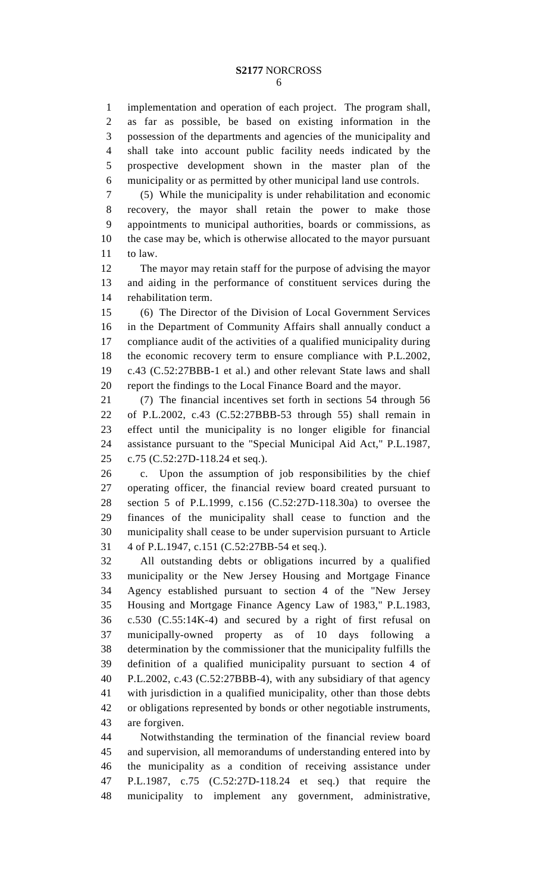implementation and operation of each project. The program shall, as far as possible, be based on existing information in the possession of the departments and agencies of the municipality and shall take into account public facility needs indicated by the prospective development shown in the master plan of the municipality or as permitted by other municipal land use controls.

(5) While the municipality is under rehabilitation and economic recovery, the mayor shall retain the power to make those appointments to municipal authorities, boards or commissions, as the case may be, which is otherwise allocated to the mayor pursuant to law.

The mayor may retain staff for the purpose of advising the mayor and aiding in the performance of constituent services during the rehabilitation term.

(6) The Director of the Division of Local Government Services in the Department of Community Affairs shall annually conduct a compliance audit of the activities of a qualified municipality during the economic recovery term to ensure compliance with P.L.2002, c.43 (C.52:27BBB-1 et al.) and other relevant State laws and shall report the findings to the Local Finance Board and the mayor.

(7) The financial incentives set forth in sections 54 through 56 of P.L.2002, c.43 (C.52:27BBB-53 through 55) shall remain in effect until the municipality is no longer eligible for financial assistance pursuant to the "Special Municipal Aid Act," P.L.1987, c.75 (C.52:27D-118.24 et seq.).

c. Upon the assumption of job responsibilities by the chief operating officer, the financial review board created pursuant to section 5 of P.L.1999, c.156 (C.52:27D-118.30a) to oversee the finances of the municipality shall cease to function and the municipality shall cease to be under supervision pursuant to Article 4 of P.L.1947, c.151 (C.52:27BB-54 et seq.).

All outstanding debts or obligations incurred by a qualified municipality or the New Jersey Housing and Mortgage Finance Agency established pursuant to section 4 of the "New Jersey Housing and Mortgage Finance Agency Law of 1983," P.L.1983, c.530 (C.55:14K-4) and secured by a right of first refusal on municipally-owned property as of 10 days following a determination by the commissioner that the municipality fulfills the definition of a qualified municipality pursuant to section 4 of P.L.2002, c.43 (C.52:27BBB-4), with any subsidiary of that agency with jurisdiction in a qualified municipality, other than those debts or obligations represented by bonds or other negotiable instruments, are forgiven.

Notwithstanding the termination of the financial review board and supervision, all memorandums of understanding entered into by the municipality as a condition of receiving assistance under P.L.1987, c.75 (C.52:27D-118.24 et seq.) that require the municipality to implement any government, administrative,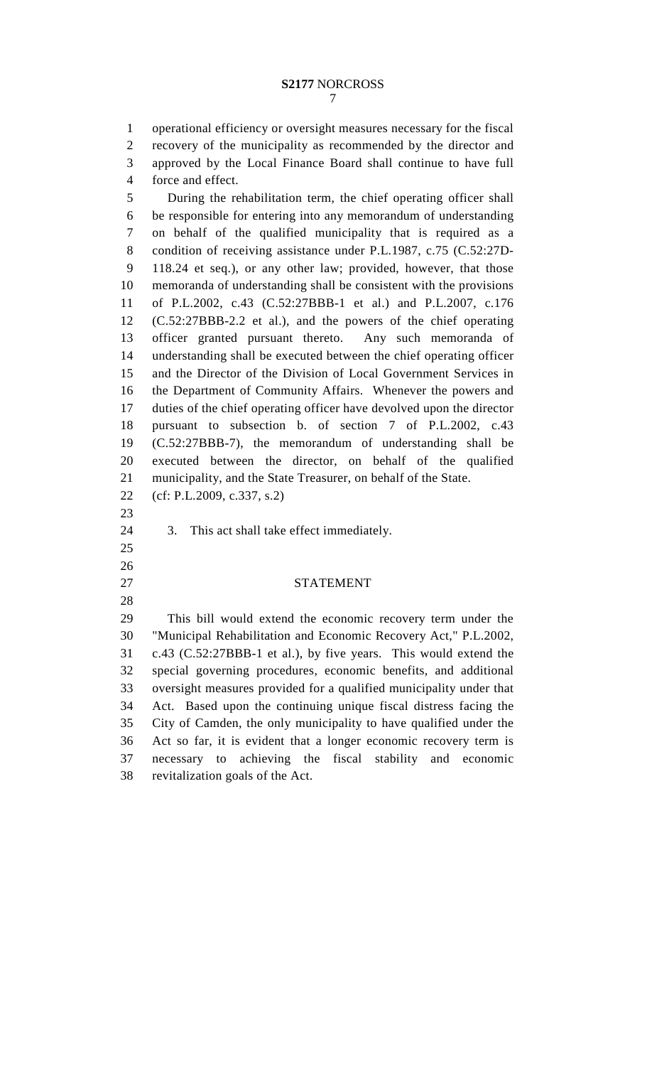operational efficiency or oversight measures necessary for the fiscal recovery of the municipality as recommended by the director and approved by the Local Finance Board shall continue to have full force and effect.

During the rehabilitation term, the chief operating officer shall be responsible for entering into any memorandum of understanding on behalf of the qualified municipality that is required as a condition of receiving assistance under P.L.1987, c.75 (C.52:27D-118.24 et seq.), or any other law; provided, however, that those memoranda of understanding shall be consistent with the provisions of P.L.2002, c.43 (C.52:27BBB-1 et al.) and P.L.2007, c.176 (C.52:27BBB-2.2 et al.), and the powers of the chief operating officer granted pursuant thereto. Any such memoranda of understanding shall be executed between the chief operating officer and the Director of the Division of Local Government Services in the Department of Community Affairs. Whenever the powers and duties of the chief operating officer have devolved upon the director pursuant to subsection b. of section 7 of P.L.2002, c.43 (C.52:27BBB-7), the memorandum of understanding shall be executed between the director, on behalf of the qualified municipality, and the State Treasurer, on behalf of the State.

(cf: P.L.2009, c.337, s.2)

3. This act shall take effect immediately.

## STATEMENT

This bill would extend the economic recovery term under the "Municipal Rehabilitation and Economic Recovery Act," P.L.2002, c.43 (C.52:27BBB-1 et al.), by five years. This would extend the special governing procedures, economic benefits, and additional oversight measures provided for a qualified municipality under that Act. Based upon the continuing unique fiscal distress facing the City of Camden, the only municipality to have qualified under the Act so far, it is evident that a longer economic recovery term is necessary to achieving the fiscal stability and economic revitalization goals of the Act.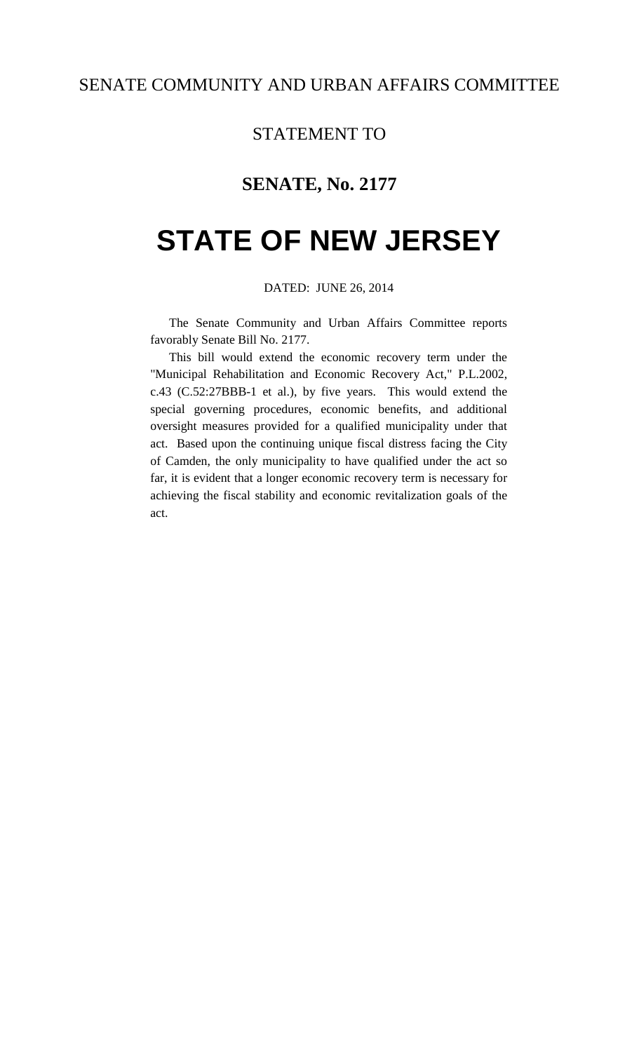SENATE COMMUNITY AND URBAN AFFAIRS COMMITTEE

STATEMENT TO

**SENATE, No. 2177**

# STATE OF NEW JERSEY

DATED: JUNE 26, 2014

The Senate Community and Urban Affairs Committee reports favorably Senate Bill No. 2177.

This bill would extend the economic recovery term under the "Municipal Rehabilitation and Economic Recovery Act," P.L.2002, c.43 (C.52:27BBB-1 et al.), by five years. This would extend the special governing procedures, economic benefits, and additional oversight measures provided for a qualified municipality under that act. Based upon the continuing unique fiscal distress facing the City of Camden, the only municipality to have qualified under the act so far, it is evident that a longer economic recovery term is necessary for achieving the fiscal stability and economic revitalization goals of the act.